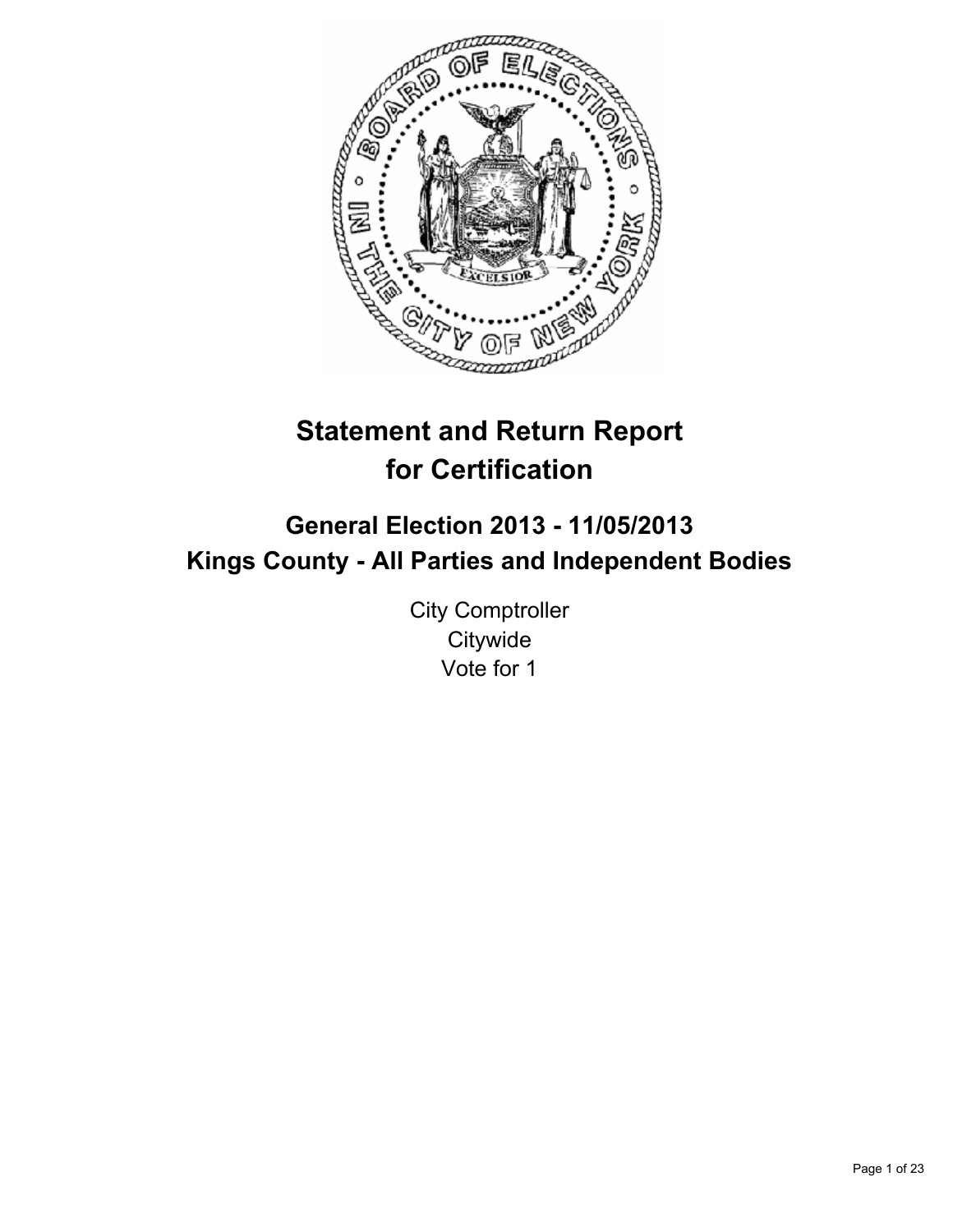# Statement and Return Report for Certification

## General Election 2013 - 11/05/2013
## Kings County - All Parties and Independent Bodies

City Comptroller
Citywide
Vote for 1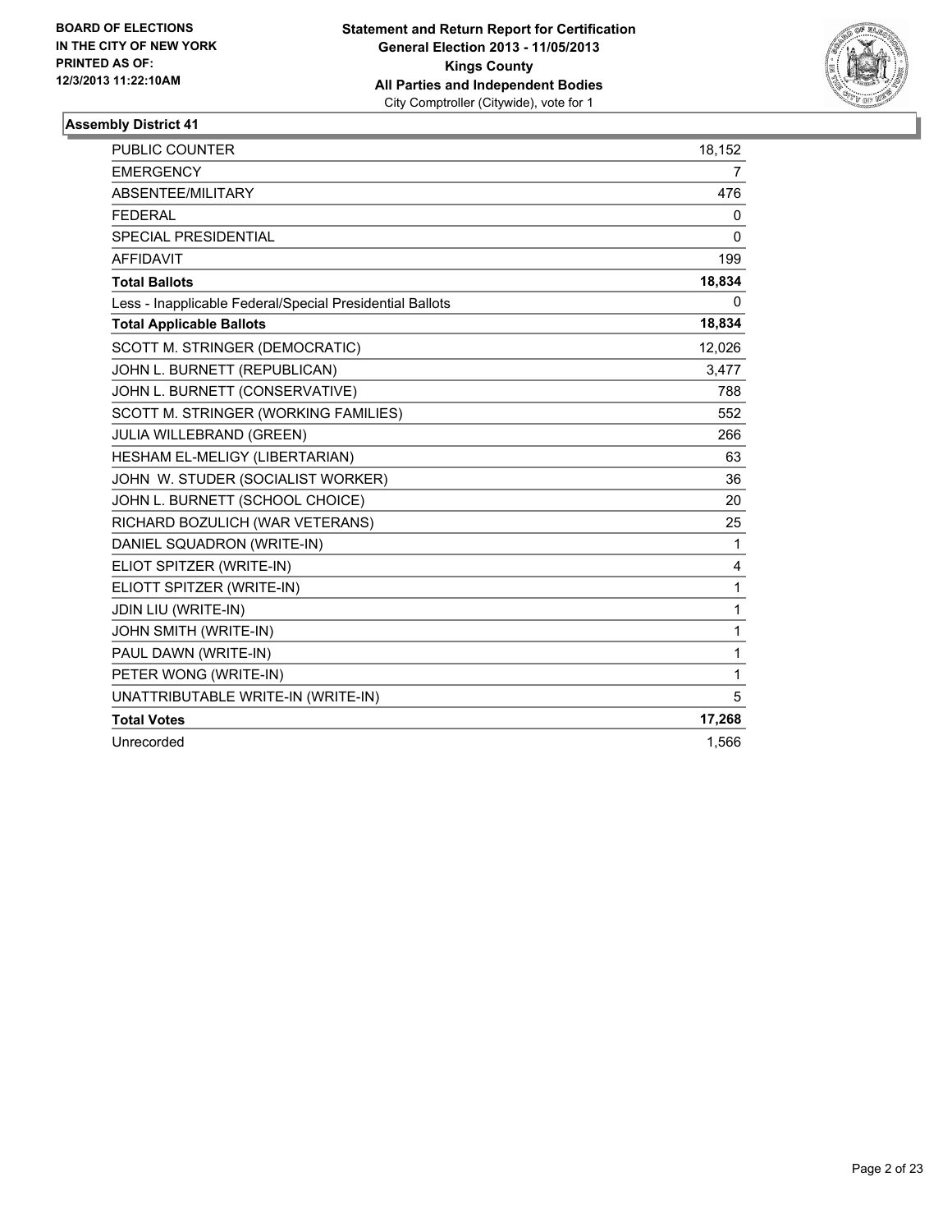**BOARD OF ELECTIONS IN THE CITY OF NEW YORK PRINTED AS OF: 12/3/2013 11:22:10AM**

**Statement and Return Report for Certification**
**General Election 2013 - 11/05/2013**
**Kings County**
**All Parties and Independent Bodies**
City Comptroller (Citywide), vote for 1

**Assembly District 41**

| | |
|---|---|
| PUBLIC COUNTER | 18,152 |
| EMERGENCY | 7 |
| ABSENTEE/MILITARY | 476 |
| FEDERAL | 0 |
| SPECIAL PRESIDENTIAL | 0 |
| AFFIDAVIT | 199 |
| **Total Ballots** | **18,834** |
| Less - Inapplicable Federal/Special Presidential Ballots | 0 |
| **Total Applicable Ballots** | **18,834** |
| SCOTT M. STRINGER (DEMOCRATIC) | 12,026 |
| JOHN L. BURNETT (REPUBLICAN) | 3,477 |
| JOHN L. BURNETT (CONSERVATIVE) | 788 |
| SCOTT M. STRINGER (WORKING FAMILIES) | 552 |
| JULIA WILLEBRAND (GREEN) | 266 |
| HESHAM EL-MELIGY (LIBERTARIAN) | 63 |
| JOHN W. STUDER (SOCIALIST WORKER) | 36 |
| JOHN L. BURNETT (SCHOOL CHOICE) | 20 |
| RICHARD BOZULICH (WAR VETERANS) | 25 |
| DANIEL SQUADRON (WRITE-IN) | 1 |
| ELIOT SPITZER (WRITE-IN) | 4 |
| ELIOTT SPITZER (WRITE-IN) | 1 |
| JDIN LIU (WRITE-IN) | 1 |
| JOHN SMITH (WRITE-IN) | 1 |
| PAUL DAWN (WRITE-IN) | 1 |
| PETER WONG (WRITE-IN) | 1 |
| UNATTRIBUTABLE WRITE-IN (WRITE-IN) | 5 |
| **Total Votes** | **17,268** |
| Unrecorded | 1,566 |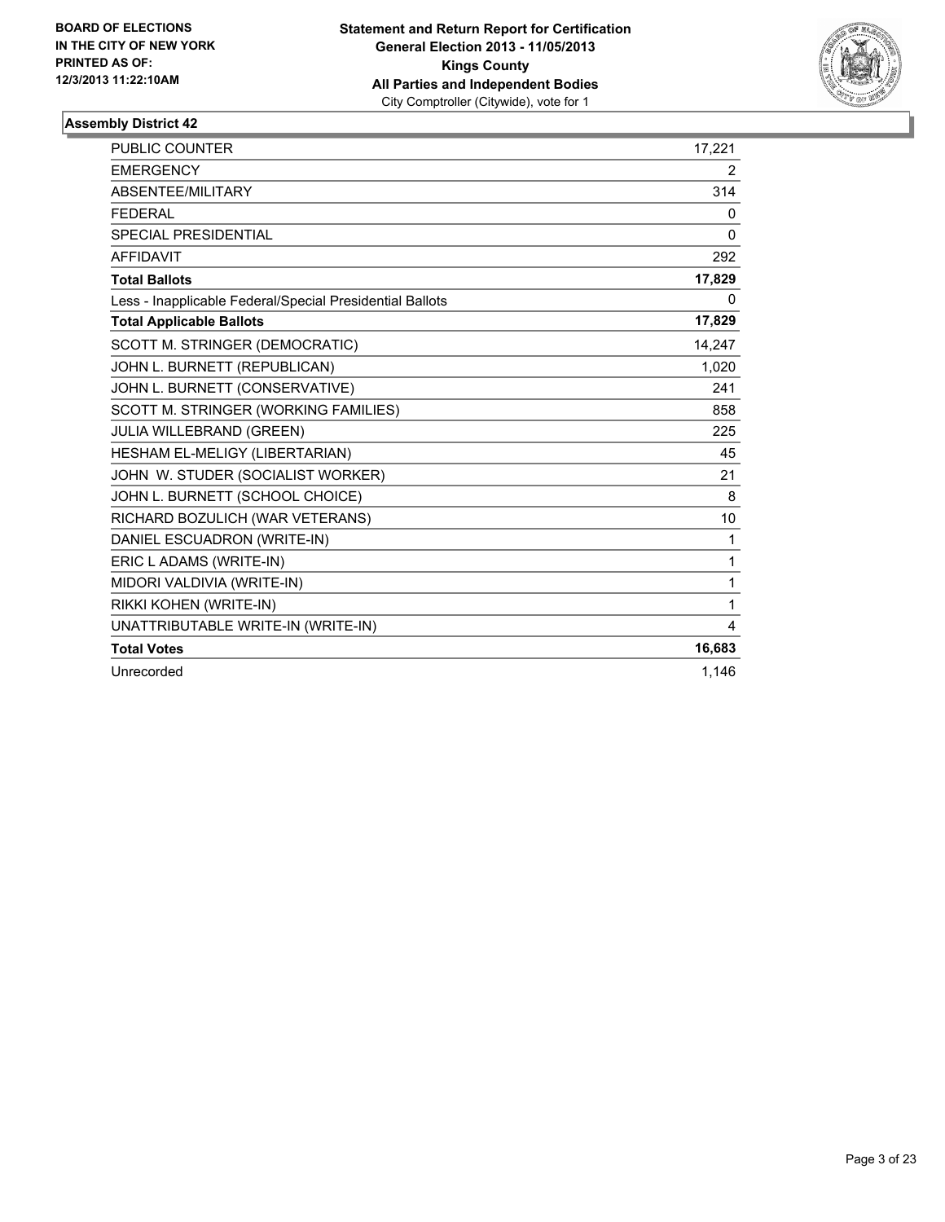**BOARD OF ELECTIONS IN THE CITY OF NEW YORK PRINTED AS OF: 12/3/2013 11:22:10AM**

**Statement and Return Report for Certification**
**General Election 2013 - 11/05/2013**
**Kings County**
**All Parties and Independent Bodies**
City Comptroller (Citywide), vote for 1

### Assembly District 42

| | |
|---|---|
| PUBLIC COUNTER | 17,221 |
| EMERGENCY | 2 |
| ABSENTEE/MILITARY | 314 |
| FEDERAL | 0 |
| SPECIAL PRESIDENTIAL | 0 |
| AFFIDAVIT | 292 |
| **Total Ballots** | **17,829** |
| Less - Inapplicable Federal/Special Presidential Ballots | 0 |
| **Total Applicable Ballots** | **17,829** |
| SCOTT M. STRINGER (DEMOCRATIC) | 14,247 |
| JOHN L. BURNETT (REPUBLICAN) | 1,020 |
| JOHN L. BURNETT (CONSERVATIVE) | 241 |
| SCOTT M. STRINGER (WORKING FAMILIES) | 858 |
| JULIA WILLEBRAND (GREEN) | 225 |
| HESHAM EL-MELIGY (LIBERTARIAN) | 45 |
| JOHN W. STUDER (SOCIALIST WORKER) | 21 |
| JOHN L. BURNETT (SCHOOL CHOICE) | 8 |
| RICHARD BOZULICH (WAR VETERANS) | 10 |
| DANIEL ESCUADRON (WRITE-IN) | 1 |
| ERIC L ADAMS (WRITE-IN) | 1 |
| MIDORI VALDIVIA (WRITE-IN) | 1 |
| RIKKI KOHEN (WRITE-IN) | 1 |
| UNATTRIBUTABLE WRITE-IN (WRITE-IN) | 4 |
| **Total Votes** | **16,683** |
| Unrecorded | 1,146 |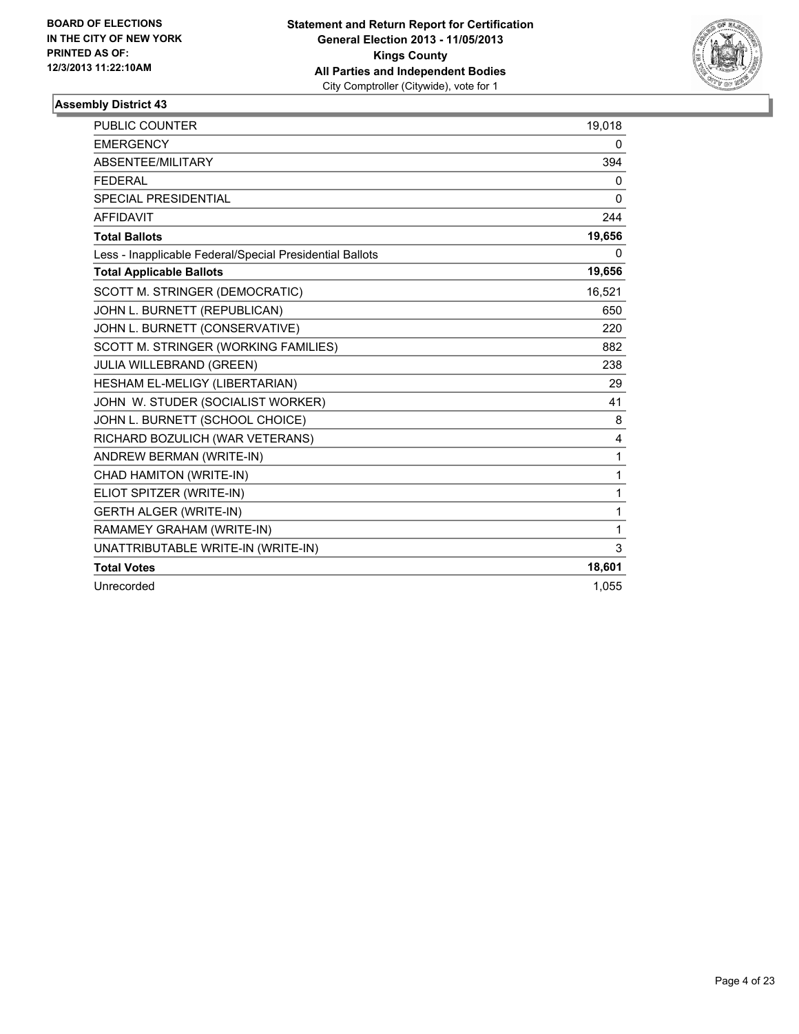BOARD OF ELECTIONS
IN THE CITY OF NEW YORK
PRINTED AS OF:
12/3/2013 11:22:10AM

**Statement and Return Report for Certification**
**General Election 2013 - 11/05/2013**
**Kings County**
**All Parties and Independent Bodies**
City Comptroller (Citywide), vote for 1

### Assembly District 43

| | |
|---|---|
| PUBLIC COUNTER | 19,018 |
| EMERGENCY | 0 |
| ABSENTEE/MILITARY | 394 |
| FEDERAL | 0 |
| SPECIAL PRESIDENTIAL | 0 |
| AFFIDAVIT | 244 |
| **Total Ballots** | **19,656** |
| Less - Inapplicable Federal/Special Presidential Ballots | 0 |
| **Total Applicable Ballots** | **19,656** |
| SCOTT M. STRINGER (DEMOCRATIC) | 16,521 |
| JOHN L. BURNETT (REPUBLICAN) | 650 |
| JOHN L. BURNETT (CONSERVATIVE) | 220 |
| SCOTT M. STRINGER (WORKING FAMILIES) | 882 |
| JULIA WILLEBRAND (GREEN) | 238 |
| HESHAM EL-MELIGY (LIBERTARIAN) | 29 |
| JOHN W. STUDER (SOCIALIST WORKER) | 41 |
| JOHN L. BURNETT (SCHOOL CHOICE) | 8 |
| RICHARD BOZULICH (WAR VETERANS) | 4 |
| ANDREW BERMAN (WRITE-IN) | 1 |
| CHAD HAMITON (WRITE-IN) | 1 |
| ELIOT SPITZER (WRITE-IN) | 1 |
| GERTH ALGER (WRITE-IN) | 1 |
| RAMAMEY GRAHAM (WRITE-IN) | 1 |
| UNATTRIBUTABLE WRITE-IN (WRITE-IN) | 3 |
| **Total Votes** | **18,601** |
| Unrecorded | 1,055 |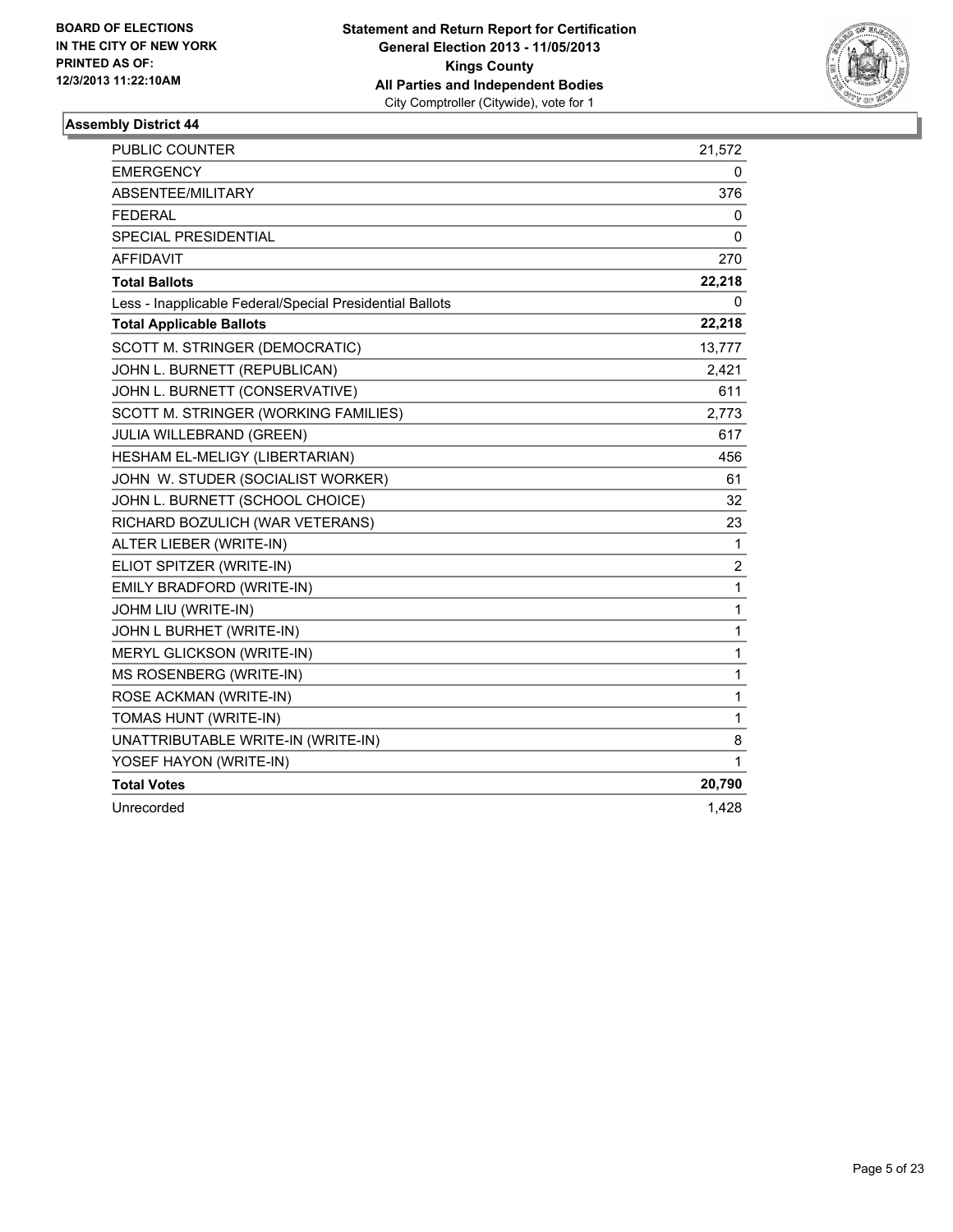BOARD OF ELECTIONS
IN THE CITY OF NEW YORK
PRINTED AS OF:
12/3/2013 11:22:10AM

**Statement and Return Report for Certification**
**General Election 2013 - 11/05/2013**
**Kings County**
**All Parties and Independent Bodies**
City Comptroller (Citywide), vote for 1

### Assembly District 44

| | |
|---|---|
| PUBLIC COUNTER | 21,572 |
| EMERGENCY | 0 |
| ABSENTEE/MILITARY | 376 |
| FEDERAL | 0 |
| SPECIAL PRESIDENTIAL | 0 |
| AFFIDAVIT | 270 |
| **Total Ballots** | **22,218** |
| Less - Inapplicable Federal/Special Presidential Ballots | 0 |
| **Total Applicable Ballots** | **22,218** |
| SCOTT M. STRINGER (DEMOCRATIC) | 13,777 |
| JOHN L. BURNETT (REPUBLICAN) | 2,421 |
| JOHN L. BURNETT (CONSERVATIVE) | 611 |
| SCOTT M. STRINGER (WORKING FAMILIES) | 2,773 |
| JULIA WILLEBRAND (GREEN) | 617 |
| HESHAM EL-MELIGY (LIBERTARIAN) | 456 |
| JOHN W. STUDER (SOCIALIST WORKER) | 61 |
| JOHN L. BURNETT (SCHOOL CHOICE) | 32 |
| RICHARD BOZULICH (WAR VETERANS) | 23 |
| ALTER LIEBER (WRITE-IN) | 1 |
| ELIOT SPITZER (WRITE-IN) | 2 |
| EMILY BRADFORD (WRITE-IN) | 1 |
| JOHM LIU (WRITE-IN) | 1 |
| JOHN L BURHET (WRITE-IN) | 1 |
| MERYL GLICKSON (WRITE-IN) | 1 |
| MS ROSENBERG (WRITE-IN) | 1 |
| ROSE ACKMAN (WRITE-IN) | 1 |
| TOMAS HUNT (WRITE-IN) | 1 |
| UNATTRIBUTABLE WRITE-IN (WRITE-IN) | 8 |
| YOSEF HAYON (WRITE-IN) | 1 |
| **Total Votes** | **20,790** |
| Unrecorded | 1,428 |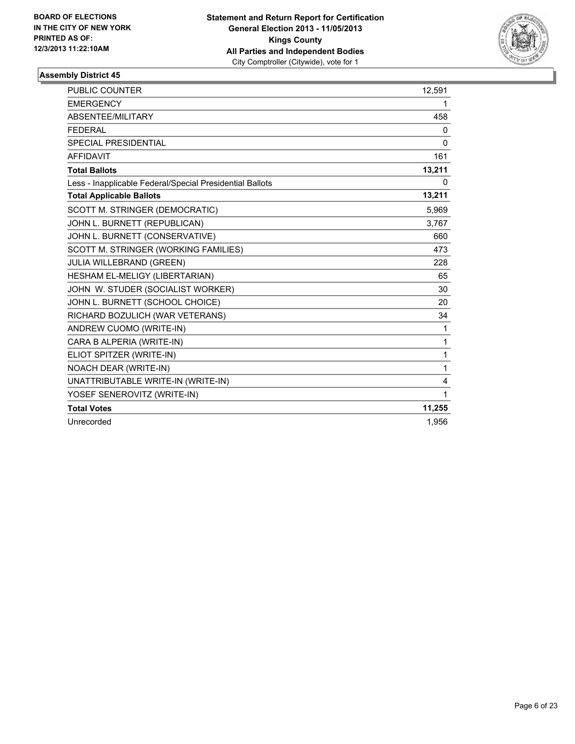**BOARD OF ELECTIONS IN THE CITY OF NEW YORK PRINTED AS OF: 12/3/2013 11:22:10AM**

**Statement and Return Report for Certification General Election 2013 - 11/05/2013 Kings County All Parties and Independent Bodies**
City Comptroller (Citywide), vote for 1

### Assembly District 45

| | |
|---|---|
| PUBLIC COUNTER | 12,591 |
| EMERGENCY | 1 |
| ABSENTEE/MILITARY | 458 |
| FEDERAL | 0 |
| SPECIAL PRESIDENTIAL | 0 |
| AFFIDAVIT | 161 |
| **Total Ballots** | **13,211** |
| Less - Inapplicable Federal/Special Presidential Ballots | 0 |
| **Total Applicable Ballots** | **13,211** |
| SCOTT M. STRINGER (DEMOCRATIC) | 5,969 |
| JOHN L. BURNETT (REPUBLICAN) | 3,767 |
| JOHN L. BURNETT (CONSERVATIVE) | 660 |
| SCOTT M. STRINGER (WORKING FAMILIES) | 473 |
| JULIA WILLEBRAND (GREEN) | 228 |
| HESHAM EL-MELIGY (LIBERTARIAN) | 65 |
| JOHN W. STUDER (SOCIALIST WORKER) | 30 |
| JOHN L. BURNETT (SCHOOL CHOICE) | 20 |
| RICHARD BOZULICH (WAR VETERANS) | 34 |
| ANDREW CUOMO (WRITE-IN) | 1 |
| CARA B ALPERIA (WRITE-IN) | 1 |
| ELIOT SPITZER (WRITE-IN) | 1 |
| NOACH DEAR (WRITE-IN) | 1 |
| UNATTRIBUTABLE WRITE-IN (WRITE-IN) | 4 |
| YOSEF SENEROVITZ (WRITE-IN) | 1 |
| **Total Votes** | **11,255** |
| Unrecorded | 1,956 |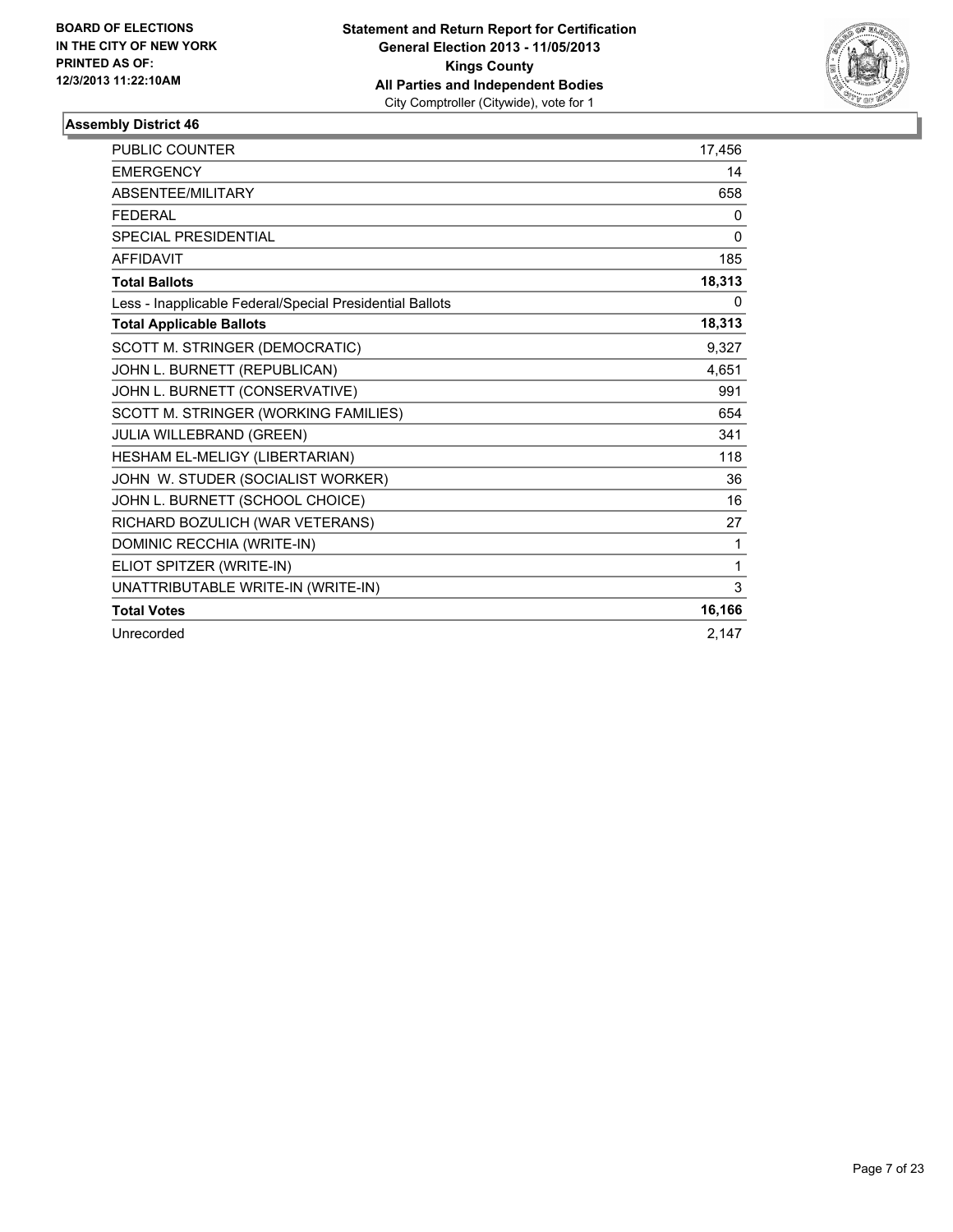**BOARD OF ELECTIONS IN THE CITY OF NEW YORK PRINTED AS OF: 12/3/2013 11:22:10AM**

**Statement and Return Report for Certification General Election 2013 - 11/05/2013 Kings County All Parties and Independent Bodies**
City Comptroller (Citywide), vote for 1

### Assembly District 46

| | |
|---|---|
| PUBLIC COUNTER | 17,456 |
| EMERGENCY | 14 |
| ABSENTEE/MILITARY | 658 |
| FEDERAL | 0 |
| SPECIAL PRESIDENTIAL | 0 |
| AFFIDAVIT | 185 |
| **Total Ballots** | **18,313** |
| Less - Inapplicable Federal/Special Presidential Ballots | 0 |
| **Total Applicable Ballots** | **18,313** |
| SCOTT M. STRINGER (DEMOCRATIC) | 9,327 |
| JOHN L. BURNETT (REPUBLICAN) | 4,651 |
| JOHN L. BURNETT (CONSERVATIVE) | 991 |
| SCOTT M. STRINGER (WORKING FAMILIES) | 654 |
| JULIA WILLEBRAND (GREEN) | 341 |
| HESHAM EL-MELIGY (LIBERTARIAN) | 118 |
| JOHN W. STUDER (SOCIALIST WORKER) | 36 |
| JOHN L. BURNETT (SCHOOL CHOICE) | 16 |
| RICHARD BOZULICH (WAR VETERANS) | 27 |
| DOMINIC RECCHIA (WRITE-IN) | 1 |
| ELIOT SPITZER (WRITE-IN) | 1 |
| UNATTRIBUTABLE WRITE-IN (WRITE-IN) | 3 |
| **Total Votes** | **16,166** |
| Unrecorded | 2,147 |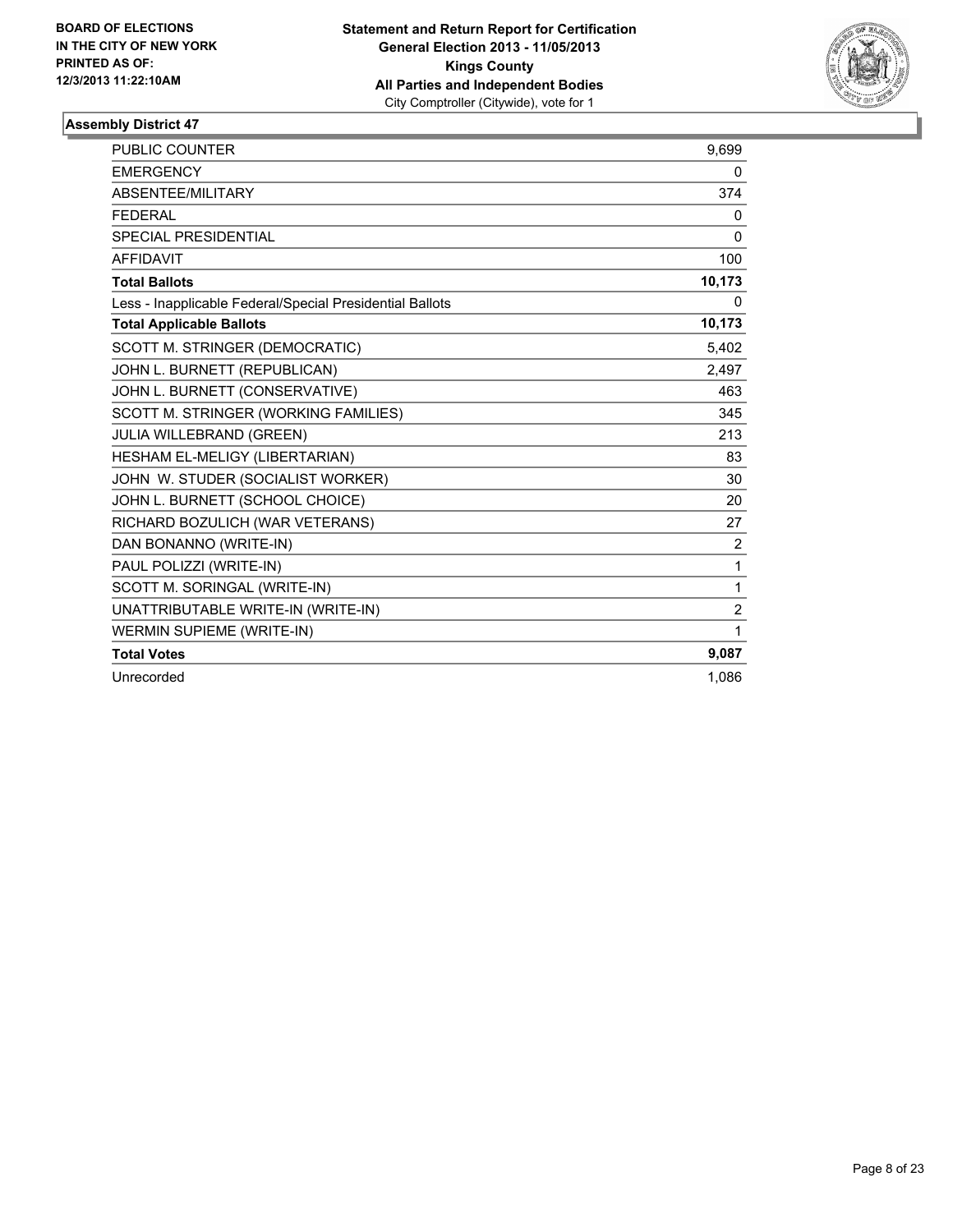**BOARD OF ELECTIONS IN THE CITY OF NEW YORK PRINTED AS OF: 12/3/2013 11:22:10AM**

**Statement and Return Report for Certification General Election 2013 - 11/05/2013 Kings County All Parties and Independent Bodies**
City Comptroller (Citywide), vote for 1

### Assembly District 47

| | |
|---|---|
| PUBLIC COUNTER | 9,699 |
| EMERGENCY | 0 |
| ABSENTEE/MILITARY | 374 |
| FEDERAL | 0 |
| SPECIAL PRESIDENTIAL | 0 |
| AFFIDAVIT | 100 |
| **Total Ballots** | **10,173** |
| Less - Inapplicable Federal/Special Presidential Ballots | 0 |
| **Total Applicable Ballots** | **10,173** |
| SCOTT M. STRINGER (DEMOCRATIC) | 5,402 |
| JOHN L. BURNETT (REPUBLICAN) | 2,497 |
| JOHN L. BURNETT (CONSERVATIVE) | 463 |
| SCOTT M. STRINGER (WORKING FAMILIES) | 345 |
| JULIA WILLEBRAND (GREEN) | 213 |
| HESHAM EL-MELIGY (LIBERTARIAN) | 83 |
| JOHN W. STUDER (SOCIALIST WORKER) | 30 |
| JOHN L. BURNETT (SCHOOL CHOICE) | 20 |
| RICHARD BOZULICH (WAR VETERANS) | 27 |
| DAN BONANNO (WRITE-IN) | 2 |
| PAUL POLIZZI (WRITE-IN) | 1 |
| SCOTT M. SORINGAL (WRITE-IN) | 1 |
| UNATTRIBUTABLE WRITE-IN (WRITE-IN) | 2 |
| WERMIN SUPIEME (WRITE-IN) | 1 |
| **Total Votes** | **9,087** |
| Unrecorded | 1,086 |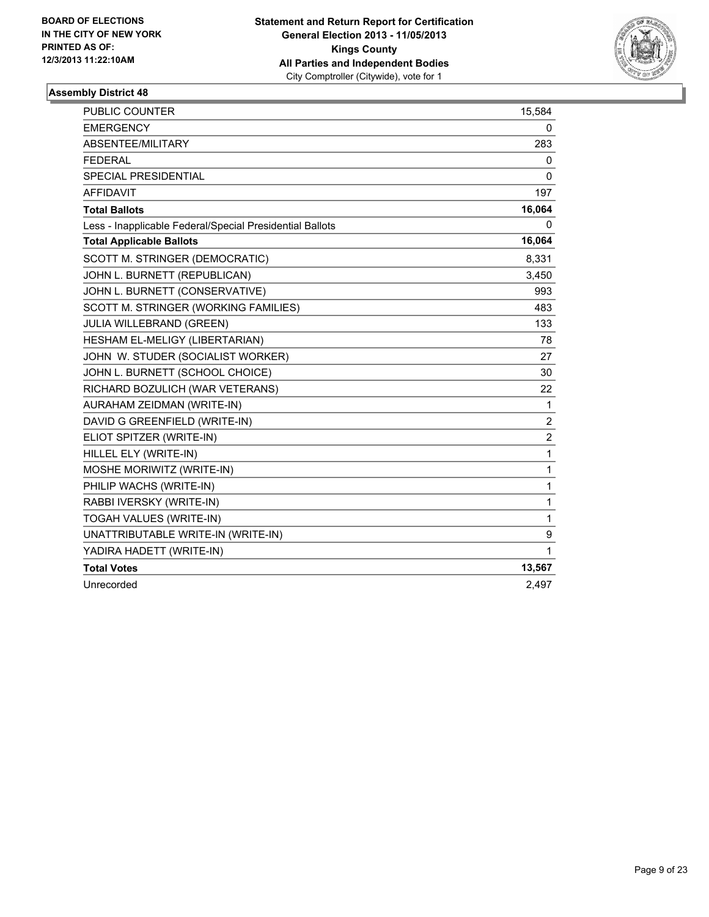BOARD OF ELECTIONS
IN THE CITY OF NEW YORK
PRINTED AS OF:
12/3/2013 11:22:10AM

**Statement and Return Report for Certification**
**General Election 2013 - 11/05/2013**
**Kings County**
**All Parties and Independent Bodies**
City Comptroller (Citywide), vote for 1

### Assembly District 48

| | |
|---|---|
| PUBLIC COUNTER | 15,584 |
| EMERGENCY | 0 |
| ABSENTEE/MILITARY | 283 |
| FEDERAL | 0 |
| SPECIAL PRESIDENTIAL | 0 |
| AFFIDAVIT | 197 |
| **Total Ballots** | **16,064** |
| Less - Inapplicable Federal/Special Presidential Ballots | 0 |
| **Total Applicable Ballots** | **16,064** |
| SCOTT M. STRINGER (DEMOCRATIC) | 8,331 |
| JOHN L. BURNETT (REPUBLICAN) | 3,450 |
| JOHN L. BURNETT (CONSERVATIVE) | 993 |
| SCOTT M. STRINGER (WORKING FAMILIES) | 483 |
| JULIA WILLEBRAND (GREEN) | 133 |
| HESHAM EL-MELIGY (LIBERTARIAN) | 78 |
| JOHN W. STUDER (SOCIALIST WORKER) | 27 |
| JOHN L. BURNETT (SCHOOL CHOICE) | 30 |
| RICHARD BOZULICH (WAR VETERANS) | 22 |
| AURAHAM ZEIDMAN (WRITE-IN) | 1 |
| DAVID G GREENFIELD (WRITE-IN) | 2 |
| ELIOT SPITZER (WRITE-IN) | 2 |
| HILLEL ELY (WRITE-IN) | 1 |
| MOSHE MORIWITZ (WRITE-IN) | 1 |
| PHILIP WACHS (WRITE-IN) | 1 |
| RABBI IVERSKY (WRITE-IN) | 1 |
| TOGAH VALUES (WRITE-IN) | 1 |
| UNATTRIBUTABLE WRITE-IN (WRITE-IN) | 9 |
| YADIRA HADETT (WRITE-IN) | 1 |
| **Total Votes** | **13,567** |
| Unrecorded | 2,497 |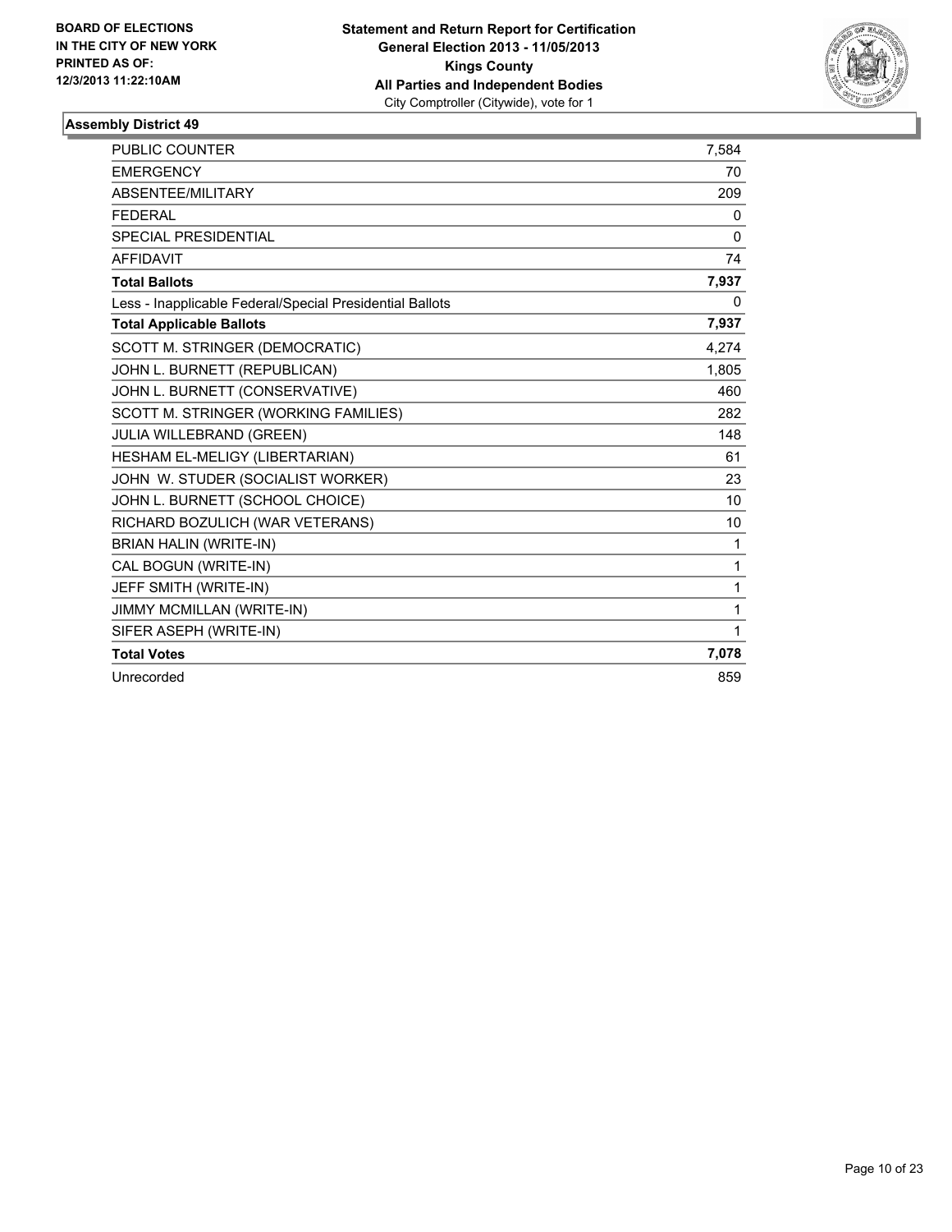**BOARD OF ELECTIONS IN THE CITY OF NEW YORK PRINTED AS OF: 12/3/2013 11:22:10AM**

**Statement and Return Report for Certification General Election 2013 - 11/05/2013 Kings County All Parties and Independent Bodies**
City Comptroller (Citywide), vote for 1

### Assembly District 49

| | |
|---|---|
| PUBLIC COUNTER | 7,584 |
| EMERGENCY | 70 |
| ABSENTEE/MILITARY | 209 |
| FEDERAL | 0 |
| SPECIAL PRESIDENTIAL | 0 |
| AFFIDAVIT | 74 |
| **Total Ballots** | **7,937** |
| Less - Inapplicable Federal/Special Presidential Ballots | 0 |
| **Total Applicable Ballots** | **7,937** |
| SCOTT M. STRINGER (DEMOCRATIC) | 4,274 |
| JOHN L. BURNETT (REPUBLICAN) | 1,805 |
| JOHN L. BURNETT (CONSERVATIVE) | 460 |
| SCOTT M. STRINGER (WORKING FAMILIES) | 282 |
| JULIA WILLEBRAND (GREEN) | 148 |
| HESHAM EL-MELIGY (LIBERTARIAN) | 61 |
| JOHN W. STUDER (SOCIALIST WORKER) | 23 |
| JOHN L. BURNETT (SCHOOL CHOICE) | 10 |
| RICHARD BOZULICH (WAR VETERANS) | 10 |
| BRIAN HALIN (WRITE-IN) | 1 |
| CAL BOGUN (WRITE-IN) | 1 |
| JEFF SMITH (WRITE-IN) | 1 |
| JIMMY MCMILLAN (WRITE-IN) | 1 |
| SIFER ASEPH (WRITE-IN) | 1 |
| **Total Votes** | **7,078** |
| Unrecorded | 859 |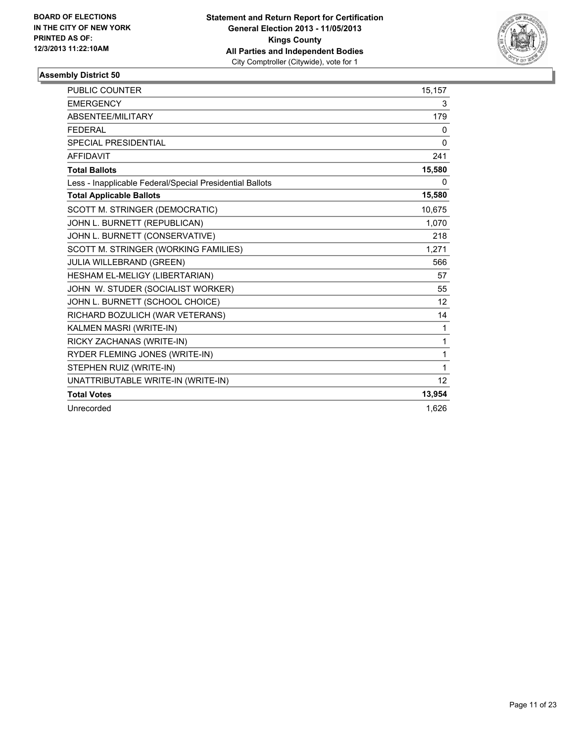**BOARD OF ELECTIONS IN THE CITY OF NEW YORK PRINTED AS OF: 12/3/2013 11:22:10AM**

**Statement and Return Report for Certification**
**General Election 2013 - 11/05/2013**
**Kings County**
**All Parties and Independent Bodies**
City Comptroller (Citywide), vote for 1

### Assembly District 50

| | |
|---|---|
| PUBLIC COUNTER | 15,157 |
| EMERGENCY | 3 |
| ABSENTEE/MILITARY | 179 |
| FEDERAL | 0 |
| SPECIAL PRESIDENTIAL | 0 |
| AFFIDAVIT | 241 |
| **Total Ballots** | **15,580** |
| Less - Inapplicable Federal/Special Presidential Ballots | 0 |
| **Total Applicable Ballots** | **15,580** |
| SCOTT M. STRINGER (DEMOCRATIC) | 10,675 |
| JOHN L. BURNETT (REPUBLICAN) | 1,070 |
| JOHN L. BURNETT (CONSERVATIVE) | 218 |
| SCOTT M. STRINGER (WORKING FAMILIES) | 1,271 |
| JULIA WILLEBRAND (GREEN) | 566 |
| HESHAM EL-MELIGY (LIBERTARIAN) | 57 |
| JOHN W. STUDER (SOCIALIST WORKER) | 55 |
| JOHN L. BURNETT (SCHOOL CHOICE) | 12 |
| RICHARD BOZULICH (WAR VETERANS) | 14 |
| KALMEN MASRI (WRITE-IN) | 1 |
| RICKY ZACHANAS (WRITE-IN) | 1 |
| RYDER FLEMING JONES (WRITE-IN) | 1 |
| STEPHEN RUIZ (WRITE-IN) | 1 |
| UNATTRIBUTABLE WRITE-IN (WRITE-IN) | 12 |
| **Total Votes** | **13,954** |
| Unrecorded | 1,626 |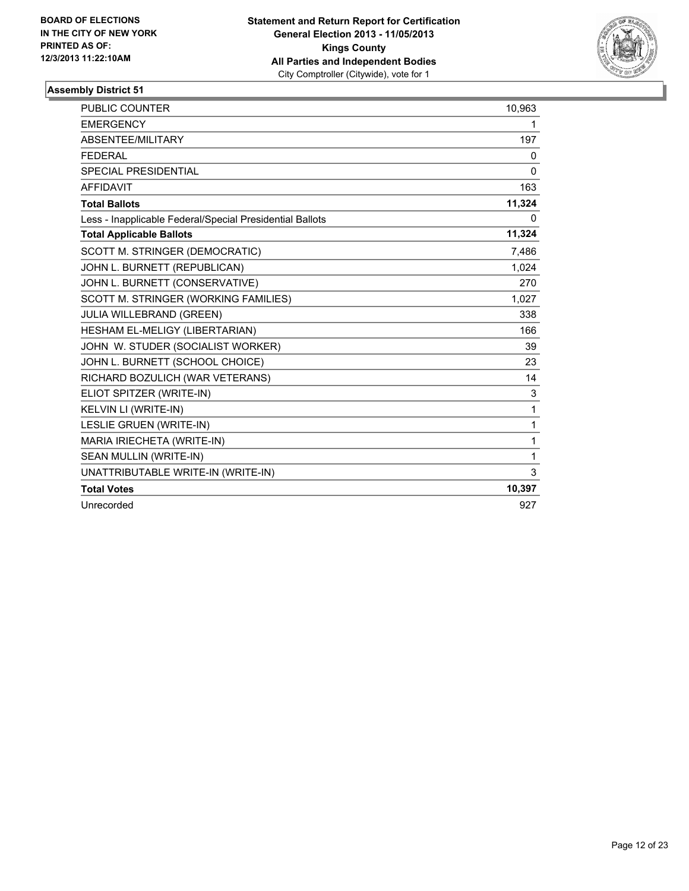**BOARD OF ELECTIONS IN THE CITY OF NEW YORK PRINTED AS OF: 12/3/2013 11:22:10AM**

**Statement and Return Report for Certification General Election 2013 - 11/05/2013 Kings County All Parties and Independent Bodies**
City Comptroller (Citywide), vote for 1

### Assembly District 51

| | |
|---|---|
| PUBLIC COUNTER | 10,963 |
| EMERGENCY | 1 |
| ABSENTEE/MILITARY | 197 |
| FEDERAL | 0 |
| SPECIAL PRESIDENTIAL | 0 |
| AFFIDAVIT | 163 |
| **Total Ballots** | **11,324** |
| Less - Inapplicable Federal/Special Presidential Ballots | 0 |
| **Total Applicable Ballots** | **11,324** |
| SCOTT M. STRINGER (DEMOCRATIC) | 7,486 |
| JOHN L. BURNETT (REPUBLICAN) | 1,024 |
| JOHN L. BURNETT (CONSERVATIVE) | 270 |
| SCOTT M. STRINGER (WORKING FAMILIES) | 1,027 |
| JULIA WILLEBRAND (GREEN) | 338 |
| HESHAM EL-MELIGY (LIBERTARIAN) | 166 |
| JOHN W. STUDER (SOCIALIST WORKER) | 39 |
| JOHN L. BURNETT (SCHOOL CHOICE) | 23 |
| RICHARD BOZULICH (WAR VETERANS) | 14 |
| ELIOT SPITZER (WRITE-IN) | 3 |
| KELVIN LI (WRITE-IN) | 1 |
| LESLIE GRUEN (WRITE-IN) | 1 |
| MARIA IRIECHETA (WRITE-IN) | 1 |
| SEAN MULLIN (WRITE-IN) | 1 |
| UNATTRIBUTABLE WRITE-IN (WRITE-IN) | 3 |
| **Total Votes** | **10,397** |
| Unrecorded | 927 |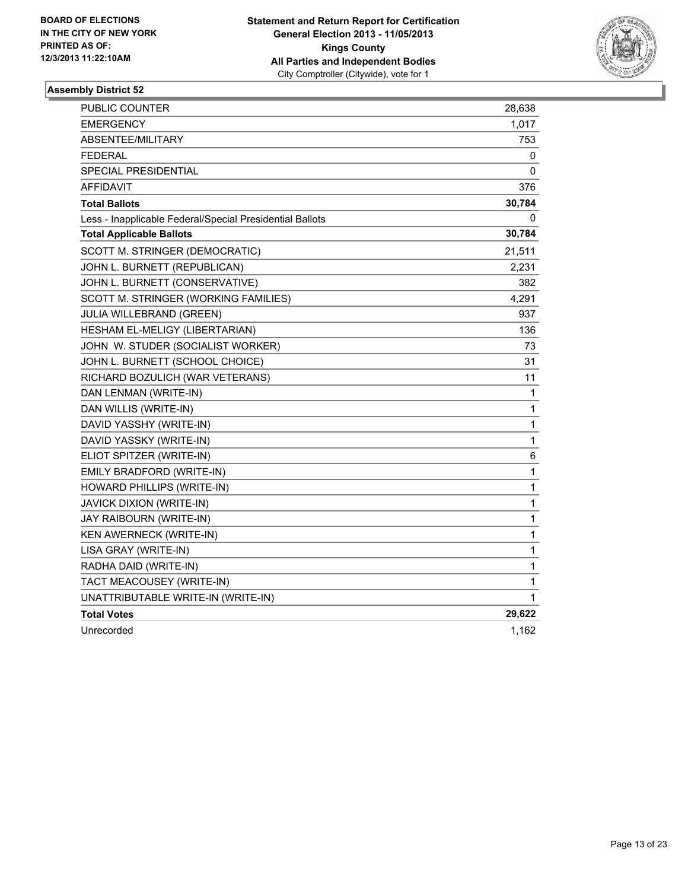BOARD OF ELECTIONS
IN THE CITY OF NEW YORK
PRINTED AS OF:
12/3/2013 11:22:10AM

**Statement and Return Report for Certification**
**General Election 2013 - 11/05/2013**
**Kings County**
**All Parties and Independent Bodies**
City Comptroller (Citywide), vote for 1

### Assembly District 52

| | |
|---|---|
| PUBLIC COUNTER | 28,638 |
| EMERGENCY | 1,017 |
| ABSENTEE/MILITARY | 753 |
| FEDERAL | 0 |
| SPECIAL PRESIDENTIAL | 0 |
| AFFIDAVIT | 376 |
| **Total Ballots** | **30,784** |
| Less - Inapplicable Federal/Special Presidential Ballots | 0 |
| **Total Applicable Ballots** | **30,784** |
| SCOTT M. STRINGER (DEMOCRATIC) | 21,511 |
| JOHN L. BURNETT (REPUBLICAN) | 2,231 |
| JOHN L. BURNETT (CONSERVATIVE) | 382 |
| SCOTT M. STRINGER (WORKING FAMILIES) | 4,291 |
| JULIA WILLEBRAND (GREEN) | 937 |
| HESHAM EL-MELIGY (LIBERTARIAN) | 136 |
| JOHN W. STUDER (SOCIALIST WORKER) | 73 |
| JOHN L. BURNETT (SCHOOL CHOICE) | 31 |
| RICHARD BOZULICH (WAR VETERANS) | 11 |
| DAN LENMAN (WRITE-IN) | 1 |
| DAN WILLIS (WRITE-IN) | 1 |
| DAVID YASSHY (WRITE-IN) | 1 |
| DAVID YASSKY (WRITE-IN) | 1 |
| ELIOT SPITZER (WRITE-IN) | 6 |
| EMILY BRADFORD (WRITE-IN) | 1 |
| HOWARD PHILLIPS (WRITE-IN) | 1 |
| JAVICK DIXION (WRITE-IN) | 1 |
| JAY RAIBOURN (WRITE-IN) | 1 |
| KEN AWERNECK (WRITE-IN) | 1 |
| LISA GRAY (WRITE-IN) | 1 |
| RADHA DAID (WRITE-IN) | 1 |
| TACT MEACOUSEY (WRITE-IN) | 1 |
| UNATTRIBUTABLE WRITE-IN (WRITE-IN) | 1 |
| **Total Votes** | **29,622** |
| Unrecorded | 1,162 |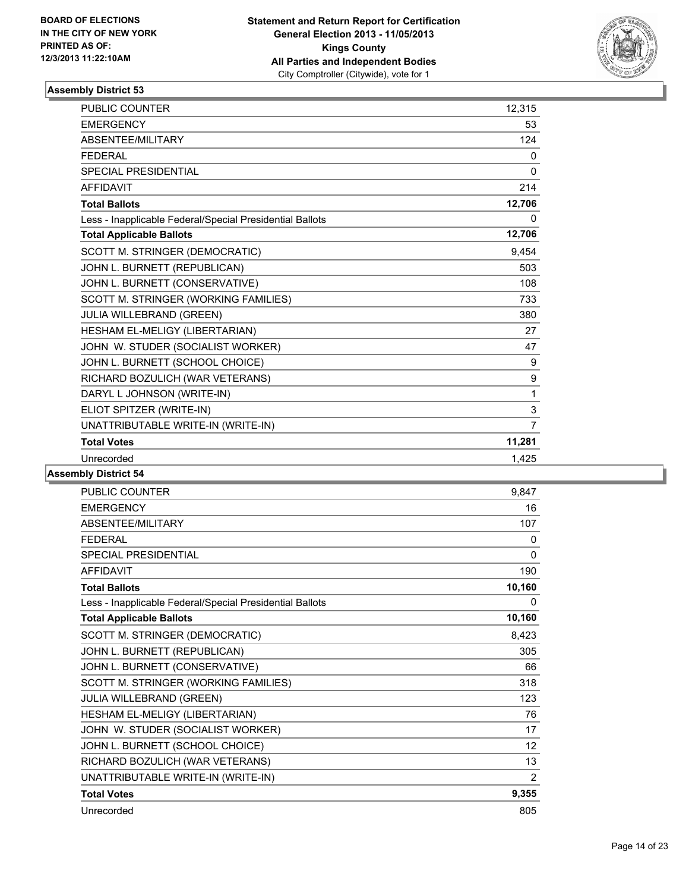BOARD OF ELECTIONS
IN THE CITY OF NEW YORK
PRINTED AS OF:
12/3/2013 11:22:10AM

**Statement and Return Report for Certification**
**General Election 2013 - 11/05/2013**
**Kings County**
**All Parties and Independent Bodies**
City Comptroller (Citywide), vote for 1

### Assembly District 53

| | |
|---|---|
| PUBLIC COUNTER | 12,315 |
| EMERGENCY | 53 |
| ABSENTEE/MILITARY | 124 |
| FEDERAL | 0 |
| SPECIAL PRESIDENTIAL | 0 |
| AFFIDAVIT | 214 |
| **Total Ballots** | **12,706** |
| Less - Inapplicable Federal/Special Presidential Ballots | 0 |
| **Total Applicable Ballots** | **12,706** |
| SCOTT M. STRINGER (DEMOCRATIC) | 9,454 |
| JOHN L. BURNETT (REPUBLICAN) | 503 |
| JOHN L. BURNETT (CONSERVATIVE) | 108 |
| SCOTT M. STRINGER (WORKING FAMILIES) | 733 |
| JULIA WILLEBRAND (GREEN) | 380 |
| HESHAM EL-MELIGY (LIBERTARIAN) | 27 |
| JOHN W. STUDER (SOCIALIST WORKER) | 47 |
| JOHN L. BURNETT (SCHOOL CHOICE) | 9 |
| RICHARD BOZULICH (WAR VETERANS) | 9 |
| DARYL L JOHNSON (WRITE-IN) | 1 |
| ELIOT SPITZER (WRITE-IN) | 3 |
| UNATTRIBUTABLE WRITE-IN (WRITE-IN) | 7 |
| **Total Votes** | **11,281** |
| Unrecorded | 1,425 |

### Assembly District 54

| | |
|---|---|
| PUBLIC COUNTER | 9,847 |
| EMERGENCY | 16 |
| ABSENTEE/MILITARY | 107 |
| FEDERAL | 0 |
| SPECIAL PRESIDENTIAL | 0 |
| AFFIDAVIT | 190 |
| **Total Ballots** | **10,160** |
| Less - Inapplicable Federal/Special Presidential Ballots | 0 |
| **Total Applicable Ballots** | **10,160** |
| SCOTT M. STRINGER (DEMOCRATIC) | 8,423 |
| JOHN L. BURNETT (REPUBLICAN) | 305 |
| JOHN L. BURNETT (CONSERVATIVE) | 66 |
| SCOTT M. STRINGER (WORKING FAMILIES) | 318 |
| JULIA WILLEBRAND (GREEN) | 123 |
| HESHAM EL-MELIGY (LIBERTARIAN) | 76 |
| JOHN W. STUDER (SOCIALIST WORKER) | 17 |
| JOHN L. BURNETT (SCHOOL CHOICE) | 12 |
| RICHARD BOZULICH (WAR VETERANS) | 13 |
| UNATTRIBUTABLE WRITE-IN (WRITE-IN) | 2 |
| **Total Votes** | **9,355** |
| Unrecorded | 805 |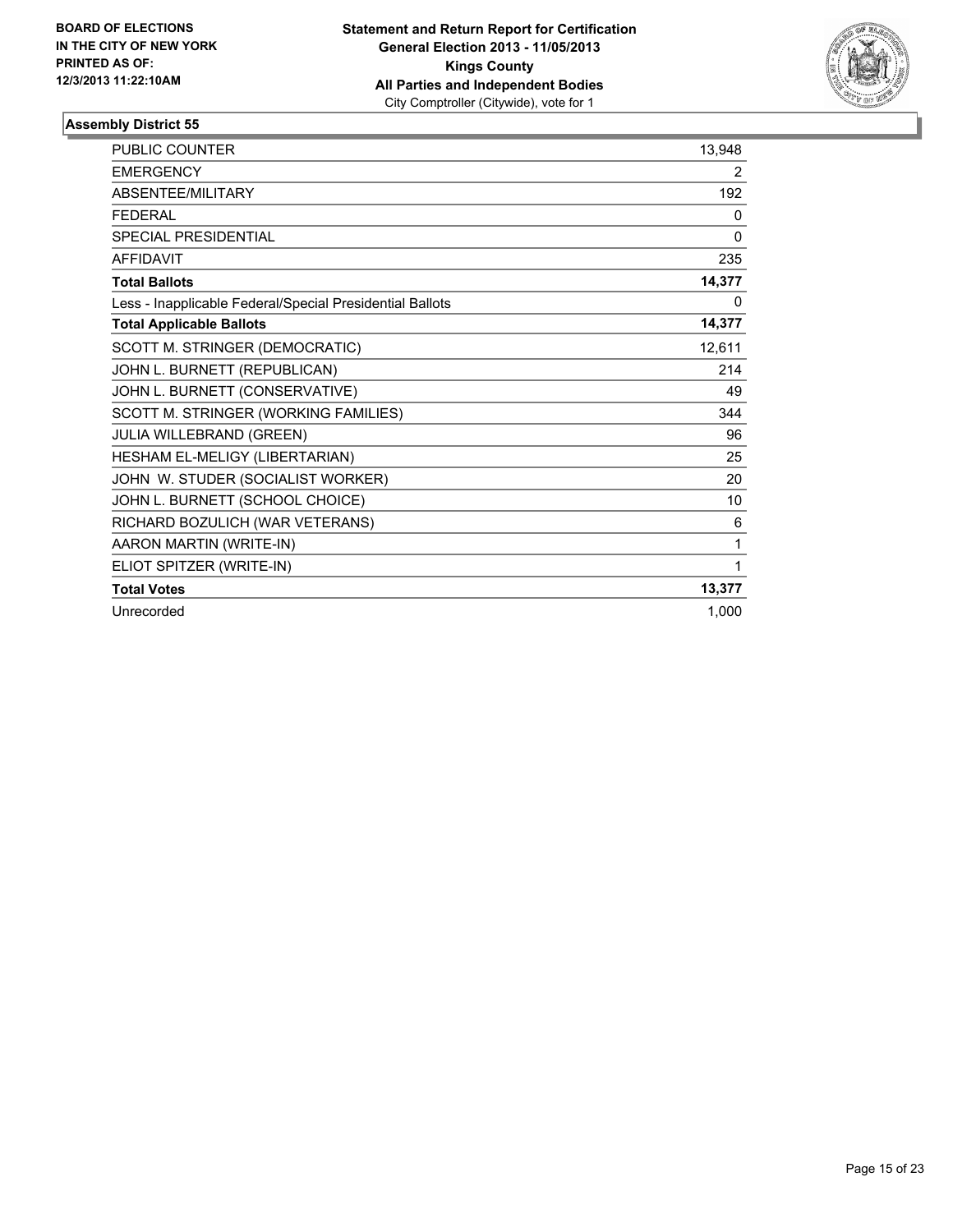**BOARD OF ELECTIONS IN THE CITY OF NEW YORK PRINTED AS OF: 12/3/2013 11:22:10AM**

**Statement and Return Report for Certification**
**General Election 2013 - 11/05/2013**
**Kings County**
**All Parties and Independent Bodies**
City Comptroller (Citywide), vote for 1

### Assembly District 55

| | |
|---|---|
| PUBLIC COUNTER | 13,948 |
| EMERGENCY | 2 |
| ABSENTEE/MILITARY | 192 |
| FEDERAL | 0 |
| SPECIAL PRESIDENTIAL | 0 |
| AFFIDAVIT | 235 |
| **Total Ballots** | **14,377** |
| Less - Inapplicable Federal/Special Presidential Ballots | 0 |
| **Total Applicable Ballots** | **14,377** |
| SCOTT M. STRINGER (DEMOCRATIC) | 12,611 |
| JOHN L. BURNETT (REPUBLICAN) | 214 |
| JOHN L. BURNETT (CONSERVATIVE) | 49 |
| SCOTT M. STRINGER (WORKING FAMILIES) | 344 |
| JULIA WILLEBRAND (GREEN) | 96 |
| HESHAM EL-MELIGY (LIBERTARIAN) | 25 |
| JOHN W. STUDER (SOCIALIST WORKER) | 20 |
| JOHN L. BURNETT (SCHOOL CHOICE) | 10 |
| RICHARD BOZULICH (WAR VETERANS) | 6 |
| AARON MARTIN (WRITE-IN) | 1 |
| ELIOT SPITZER (WRITE-IN) | 1 |
| **Total Votes** | **13,377** |
| Unrecorded | 1,000 |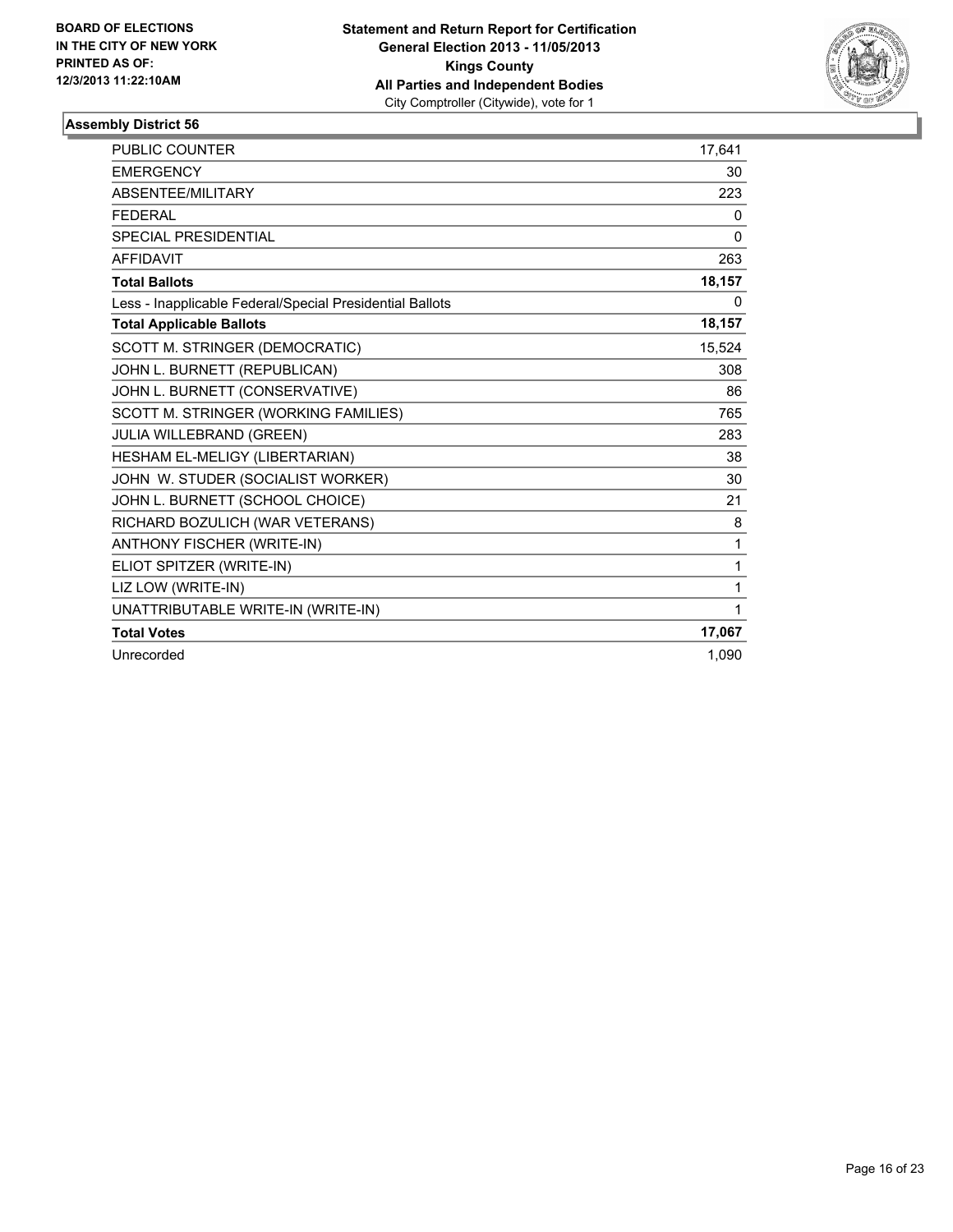BOARD OF ELECTIONS IN THE CITY OF NEW YORK PRINTED AS OF: 12/3/2013 11:22:10AM

**Statement and Return Report for Certification**
**General Election 2013 - 11/05/2013**
**Kings County**
**All Parties and Independent Bodies**
City Comptroller (Citywide), vote for 1

### Assembly District 56

| | |
|---|---|
| PUBLIC COUNTER | 17,641 |
| EMERGENCY | 30 |
| ABSENTEE/MILITARY | 223 |
| FEDERAL | 0 |
| SPECIAL PRESIDENTIAL | 0 |
| AFFIDAVIT | 263 |
| **Total Ballots** | **18,157** |
| Less - Inapplicable Federal/Special Presidential Ballots | 0 |
| **Total Applicable Ballots** | **18,157** |
| SCOTT M. STRINGER (DEMOCRATIC) | 15,524 |
| JOHN L. BURNETT (REPUBLICAN) | 308 |
| JOHN L. BURNETT (CONSERVATIVE) | 86 |
| SCOTT M. STRINGER (WORKING FAMILIES) | 765 |
| JULIA WILLEBRAND (GREEN) | 283 |
| HESHAM EL-MELIGY (LIBERTARIAN) | 38 |
| JOHN W. STUDER (SOCIALIST WORKER) | 30 |
| JOHN L. BURNETT (SCHOOL CHOICE) | 21 |
| RICHARD BOZULICH (WAR VETERANS) | 8 |
| ANTHONY FISCHER (WRITE-IN) | 1 |
| ELIOT SPITZER (WRITE-IN) | 1 |
| LIZ LOW (WRITE-IN) | 1 |
| UNATTRIBUTABLE WRITE-IN (WRITE-IN) | 1 |
| **Total Votes** | **17,067** |
| Unrecorded | 1,090 |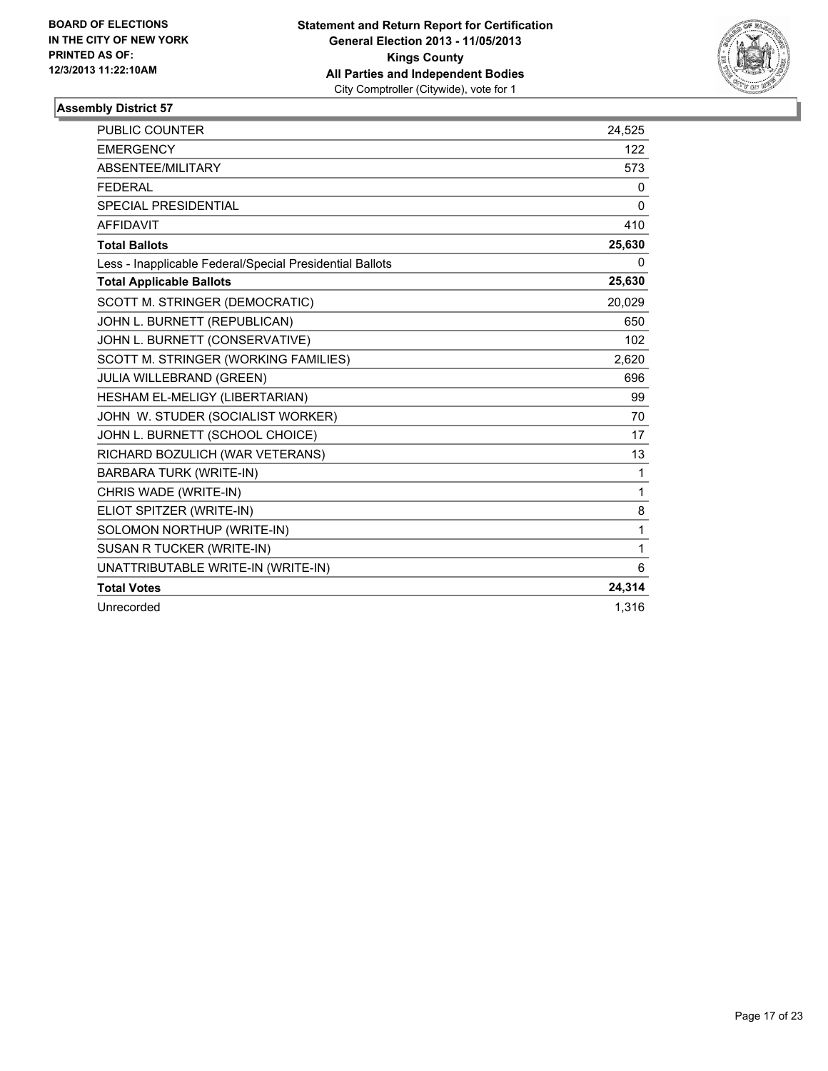**BOARD OF ELECTIONS IN THE CITY OF NEW YORK PRINTED AS OF: 12/3/2013 11:22:10AM**

**Statement and Return Report for Certification**
**General Election 2013 - 11/05/2013**
**Kings County**
**All Parties and Independent Bodies**
City Comptroller (Citywide), vote for 1

## Assembly District 57

| | |
|---|---|
| PUBLIC COUNTER | 24,525 |
| EMERGENCY | 122 |
| ABSENTEE/MILITARY | 573 |
| FEDERAL | 0 |
| SPECIAL PRESIDENTIAL | 0 |
| AFFIDAVIT | 410 |
| **Total Ballots** | **25,630** |
| Less - Inapplicable Federal/Special Presidential Ballots | 0 |
| **Total Applicable Ballots** | **25,630** |
| SCOTT M. STRINGER (DEMOCRATIC) | 20,029 |
| JOHN L. BURNETT (REPUBLICAN) | 650 |
| JOHN L. BURNETT (CONSERVATIVE) | 102 |
| SCOTT M. STRINGER (WORKING FAMILIES) | 2,620 |
| JULIA WILLEBRAND (GREEN) | 696 |
| HESHAM EL-MELIGY (LIBERTARIAN) | 99 |
| JOHN W. STUDER (SOCIALIST WORKER) | 70 |
| JOHN L. BURNETT (SCHOOL CHOICE) | 17 |
| RICHARD BOZULICH (WAR VETERANS) | 13 |
| BARBARA TURK (WRITE-IN) | 1 |
| CHRIS WADE (WRITE-IN) | 1 |
| ELIOT SPITZER (WRITE-IN) | 8 |
| SOLOMON NORTHUP (WRITE-IN) | 1 |
| SUSAN R TUCKER (WRITE-IN) | 1 |
| UNATTRIBUTABLE WRITE-IN (WRITE-IN) | 6 |
| **Total Votes** | **24,314** |
| Unrecorded | 1,316 |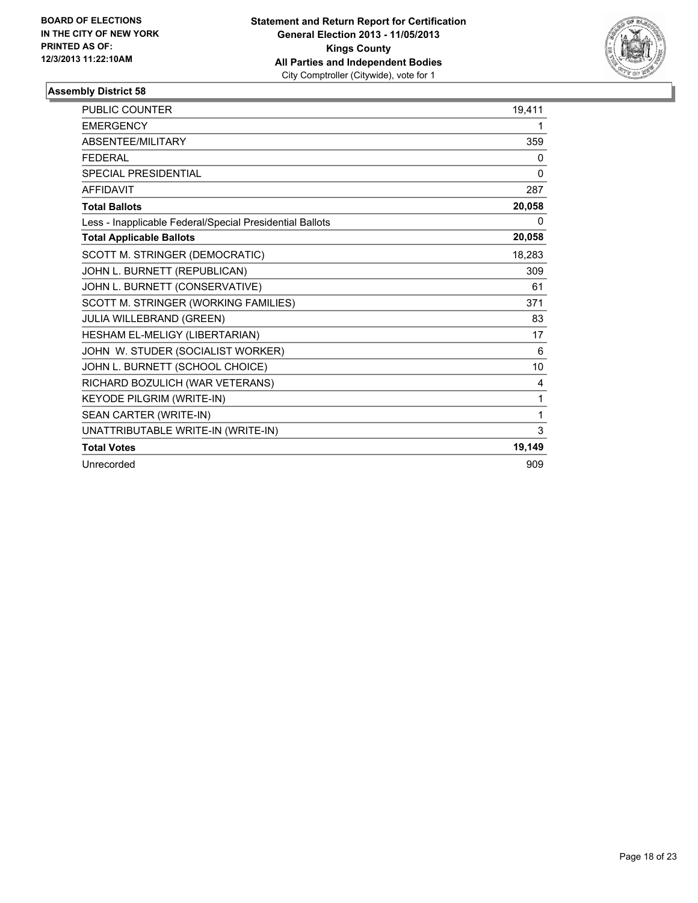BOARD OF ELECTIONS
IN THE CITY OF NEW YORK
PRINTED AS OF:
12/3/2013 11:22:10AM

**Statement and Return Report for Certification**
**General Election 2013 - 11/05/2013**
**Kings County**
**All Parties and Independent Bodies**
City Comptroller (Citywide), vote for 1

### Assembly District 58

| | |
|---|---|
| PUBLIC COUNTER | 19,411 |
| EMERGENCY | 1 |
| ABSENTEE/MILITARY | 359 |
| FEDERAL | 0 |
| SPECIAL PRESIDENTIAL | 0 |
| AFFIDAVIT | 287 |
| **Total Ballots** | **20,058** |
| Less - Inapplicable Federal/Special Presidential Ballots | 0 |
| **Total Applicable Ballots** | **20,058** |
| SCOTT M. STRINGER (DEMOCRATIC) | 18,283 |
| JOHN L. BURNETT (REPUBLICAN) | 309 |
| JOHN L. BURNETT (CONSERVATIVE) | 61 |
| SCOTT M. STRINGER (WORKING FAMILIES) | 371 |
| JULIA WILLEBRAND (GREEN) | 83 |
| HESHAM EL-MELIGY (LIBERTARIAN) | 17 |
| JOHN W. STUDER (SOCIALIST WORKER) | 6 |
| JOHN L. BURNETT (SCHOOL CHOICE) | 10 |
| RICHARD BOZULICH (WAR VETERANS) | 4 |
| KEYODE PILGRIM (WRITE-IN) | 1 |
| SEAN CARTER (WRITE-IN) | 1 |
| UNATTRIBUTABLE WRITE-IN (WRITE-IN) | 3 |
| **Total Votes** | **19,149** |
| Unrecorded | 909 |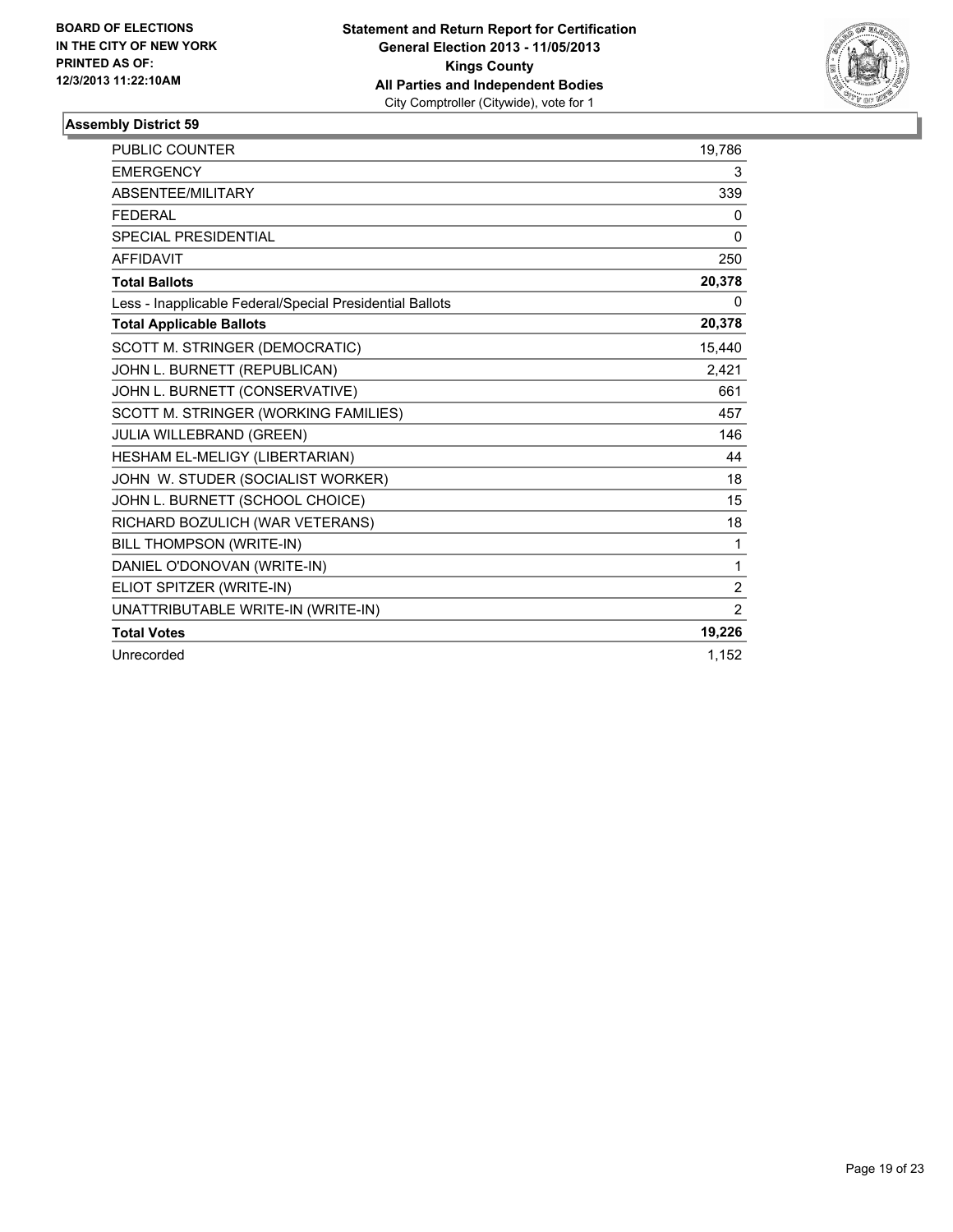BOARD OF ELECTIONS
IN THE CITY OF NEW YORK
PRINTED AS OF:
12/3/2013 11:22:10AM

**Statement and Return Report for Certification**
**General Election 2013 - 11/05/2013**
**Kings County**
**All Parties and Independent Bodies**
City Comptroller (Citywide), vote for 1

### Assembly District 59

| | |
|---|---|
| PUBLIC COUNTER | 19,786 |
| EMERGENCY | 3 |
| ABSENTEE/MILITARY | 339 |
| FEDERAL | 0 |
| SPECIAL PRESIDENTIAL | 0 |
| AFFIDAVIT | 250 |
| **Total Ballots** | **20,378** |
| Less - Inapplicable Federal/Special Presidential Ballots | 0 |
| **Total Applicable Ballots** | **20,378** |
| SCOTT M. STRINGER (DEMOCRATIC) | 15,440 |
| JOHN L. BURNETT (REPUBLICAN) | 2,421 |
| JOHN L. BURNETT (CONSERVATIVE) | 661 |
| SCOTT M. STRINGER (WORKING FAMILIES) | 457 |
| JULIA WILLEBRAND (GREEN) | 146 |
| HESHAM EL-MELIGY (LIBERTARIAN) | 44 |
| JOHN W. STUDER (SOCIALIST WORKER) | 18 |
| JOHN L. BURNETT (SCHOOL CHOICE) | 15 |
| RICHARD BOZULICH (WAR VETERANS) | 18 |
| BILL THOMPSON (WRITE-IN) | 1 |
| DANIEL O'DONOVAN (WRITE-IN) | 1 |
| ELIOT SPITZER (WRITE-IN) | 2 |
| UNATTRIBUTABLE WRITE-IN (WRITE-IN) | 2 |
| **Total Votes** | **19,226** |
| Unrecorded | 1,152 |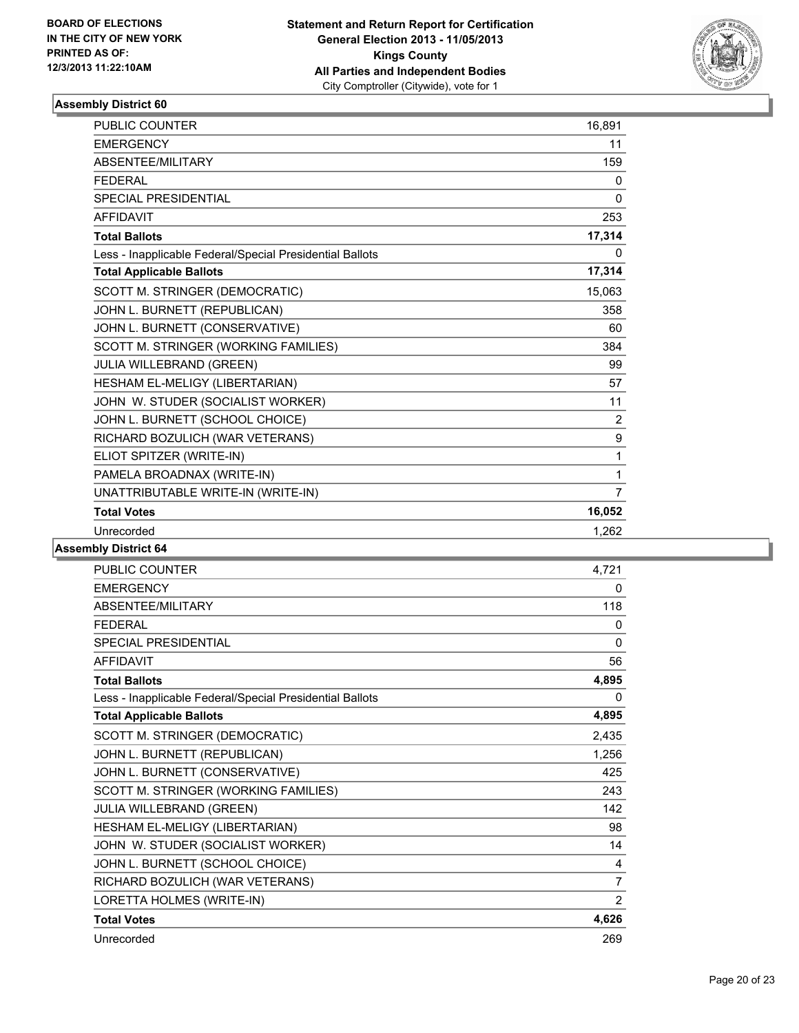BOARD OF ELECTIONS
IN THE CITY OF NEW YORK
PRINTED AS OF:
12/3/2013 11:22:10AM

**Statement and Return Report for Certification**
**General Election 2013 - 11/05/2013**
**Kings County**
**All Parties and Independent Bodies**
City Comptroller (Citywide), vote for 1

### Assembly District 60

| | |
|---|---|
| PUBLIC COUNTER | 16,891 |
| EMERGENCY | 11 |
| ABSENTEE/MILITARY | 159 |
| FEDERAL | 0 |
| SPECIAL PRESIDENTIAL | 0 |
| AFFIDAVIT | 253 |
| **Total Ballots** | **17,314** |
| Less - Inapplicable Federal/Special Presidential Ballots | 0 |
| **Total Applicable Ballots** | **17,314** |
| SCOTT M. STRINGER (DEMOCRATIC) | 15,063 |
| JOHN L. BURNETT (REPUBLICAN) | 358 |
| JOHN L. BURNETT (CONSERVATIVE) | 60 |
| SCOTT M. STRINGER (WORKING FAMILIES) | 384 |
| JULIA WILLEBRAND (GREEN) | 99 |
| HESHAM EL-MELIGY (LIBERTARIAN) | 57 |
| JOHN W. STUDER (SOCIALIST WORKER) | 11 |
| JOHN L. BURNETT (SCHOOL CHOICE) | 2 |
| RICHARD BOZULICH (WAR VETERANS) | 9 |
| ELIOT SPITZER (WRITE-IN) | 1 |
| PAMELA BROADNAX (WRITE-IN) | 1 |
| UNATTRIBUTABLE WRITE-IN (WRITE-IN) | 7 |
| **Total Votes** | **16,052** |
| Unrecorded | 1,262 |

### Assembly District 64

| | |
|---|---|
| PUBLIC COUNTER | 4,721 |
| EMERGENCY | 0 |
| ABSENTEE/MILITARY | 118 |
| FEDERAL | 0 |
| SPECIAL PRESIDENTIAL | 0 |
| AFFIDAVIT | 56 |
| **Total Ballots** | **4,895** |
| Less - Inapplicable Federal/Special Presidential Ballots | 0 |
| **Total Applicable Ballots** | **4,895** |
| SCOTT M. STRINGER (DEMOCRATIC) | 2,435 |
| JOHN L. BURNETT (REPUBLICAN) | 1,256 |
| JOHN L. BURNETT (CONSERVATIVE) | 425 |
| SCOTT M. STRINGER (WORKING FAMILIES) | 243 |
| JULIA WILLEBRAND (GREEN) | 142 |
| HESHAM EL-MELIGY (LIBERTARIAN) | 98 |
| JOHN W. STUDER (SOCIALIST WORKER) | 14 |
| JOHN L. BURNETT (SCHOOL CHOICE) | 4 |
| RICHARD BOZULICH (WAR VETERANS) | 7 |
| LORETTA HOLMES (WRITE-IN) | 2 |
| **Total Votes** | **4,626** |
| Unrecorded | 269 |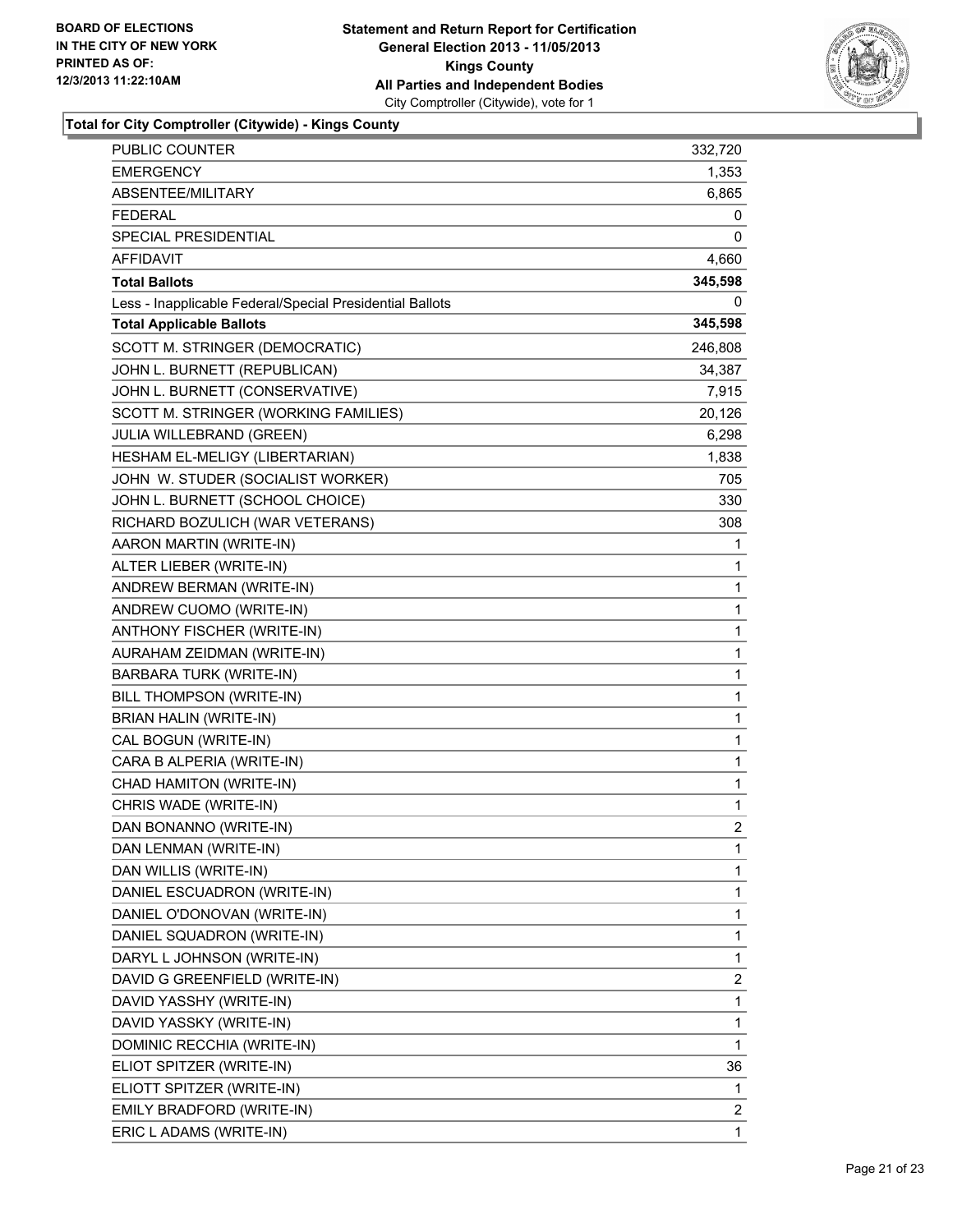BOARD OF ELECTIONS
IN THE CITY OF NEW YORK
PRINTED AS OF:
12/3/2013 11:22:10AM

**Statement and Return Report for Certification**
**General Election 2013 - 11/05/2013**
**Kings County**
**All Parties and Independent Bodies**
City Comptroller (Citywide), vote for 1

**Total for City Comptroller (Citywide) - Kings County**

| | |
|---|---|
| PUBLIC COUNTER | 332,720 |
| EMERGENCY | 1,353 |
| ABSENTEE/MILITARY | 6,865 |
| FEDERAL | 0 |
| SPECIAL PRESIDENTIAL | 0 |
| AFFIDAVIT | 4,660 |
| **Total Ballots** | **345,598** |
| Less - Inapplicable Federal/Special Presidential Ballots | 0 |
| **Total Applicable Ballots** | **345,598** |
| SCOTT M. STRINGER (DEMOCRATIC) | 246,808 |
| JOHN L. BURNETT (REPUBLICAN) | 34,387 |
| JOHN L. BURNETT (CONSERVATIVE) | 7,915 |
| SCOTT M. STRINGER (WORKING FAMILIES) | 20,126 |
| JULIA WILLEBRAND (GREEN) | 6,298 |
| HESHAM EL-MELIGY (LIBERTARIAN) | 1,838 |
| JOHN W. STUDER (SOCIALIST WORKER) | 705 |
| JOHN L. BURNETT (SCHOOL CHOICE) | 330 |
| RICHARD BOZULICH (WAR VETERANS) | 308 |
| AARON MARTIN (WRITE-IN) | 1 |
| ALTER LIEBER (WRITE-IN) | 1 |
| ANDREW BERMAN (WRITE-IN) | 1 |
| ANDREW CUOMO (WRITE-IN) | 1 |
| ANTHONY FISCHER (WRITE-IN) | 1 |
| AURAHAM ZEIDMAN (WRITE-IN) | 1 |
| BARBARA TURK (WRITE-IN) | 1 |
| BILL THOMPSON (WRITE-IN) | 1 |
| BRIAN HALIN (WRITE-IN) | 1 |
| CAL BOGUN (WRITE-IN) | 1 |
| CARA B ALPERIA (WRITE-IN) | 1 |
| CHAD HAMITON (WRITE-IN) | 1 |
| CHRIS WADE (WRITE-IN) | 1 |
| DAN BONANNO (WRITE-IN) | 2 |
| DAN LENMAN (WRITE-IN) | 1 |
| DAN WILLIS (WRITE-IN) | 1 |
| DANIEL ESCUADRON (WRITE-IN) | 1 |
| DANIEL O'DONOVAN (WRITE-IN) | 1 |
| DANIEL SQUADRON (WRITE-IN) | 1 |
| DARYL L JOHNSON (WRITE-IN) | 1 |
| DAVID G GREENFIELD (WRITE-IN) | 2 |
| DAVID YASSHY (WRITE-IN) | 1 |
| DAVID YASSKY (WRITE-IN) | 1 |
| DOMINIC RECCHIA (WRITE-IN) | 1 |
| ELIOT SPITZER (WRITE-IN) | 36 |
| ELIOTT SPITZER (WRITE-IN) | 1 |
| EMILY BRADFORD (WRITE-IN) | 2 |
| ERIC L ADAMS (WRITE-IN) | 1 |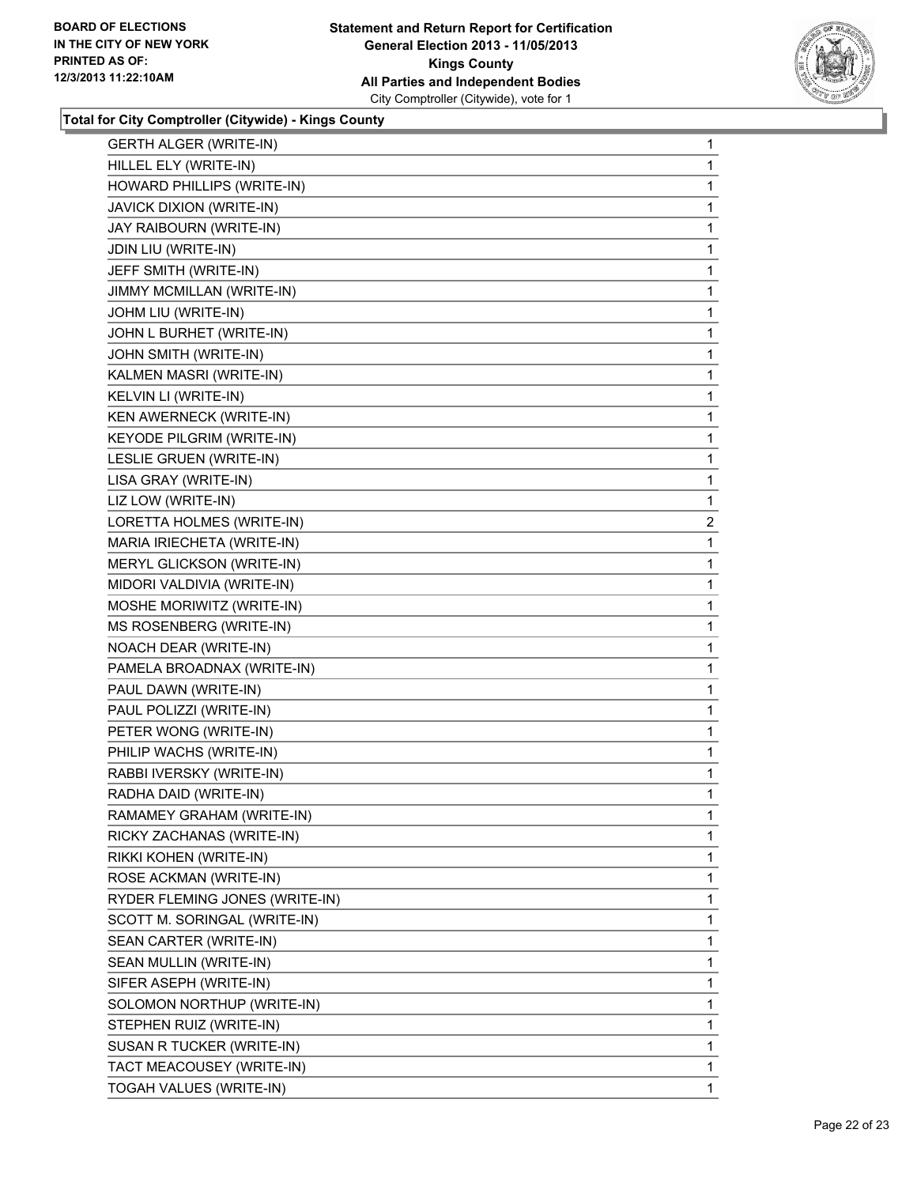**Total for City Comptroller (Citywide) - Kings County**

| | |
|---|---|
| GERTH ALGER (WRITE-IN) | 1 |
| HILLEL ELY (WRITE-IN) | 1 |
| HOWARD PHILLIPS (WRITE-IN) | 1 |
| JAVICK DIXION (WRITE-IN) | 1 |
| JAY RAIBOURN (WRITE-IN) | 1 |
| JDIN LIU (WRITE-IN) | 1 |
| JEFF SMITH (WRITE-IN) | 1 |
| JIMMY MCMILLAN (WRITE-IN) | 1 |
| JOHM LIU (WRITE-IN) | 1 |
| JOHN L BURHET (WRITE-IN) | 1 |
| JOHN SMITH (WRITE-IN) | 1 |
| KALMEN MASRI (WRITE-IN) | 1 |
| KELVIN LI (WRITE-IN) | 1 |
| KEN AWERNECK (WRITE-IN) | 1 |
| KEYODE PILGRIM (WRITE-IN) | 1 |
| LESLIE GRUEN (WRITE-IN) | 1 |
| LISA GRAY (WRITE-IN) | 1 |
| LIZ LOW (WRITE-IN) | 1 |
| LORETTA HOLMES (WRITE-IN) | 2 |
| MARIA IRIECHETA (WRITE-IN) | 1 |
| MERYL GLICKSON (WRITE-IN) | 1 |
| MIDORI VALDIVIA (WRITE-IN) | 1 |
| MOSHE MORIWITZ (WRITE-IN) | 1 |
| MS ROSENBERG (WRITE-IN) | 1 |
| NOACH DEAR (WRITE-IN) | 1 |
| PAMELA BROADNAX (WRITE-IN) | 1 |
| PAUL DAWN (WRITE-IN) | 1 |
| PAUL POLIZZI (WRITE-IN) | 1 |
| PETER WONG (WRITE-IN) | 1 |
| PHILIP WACHS (WRITE-IN) | 1 |
| RABBI IVERSKY (WRITE-IN) | 1 |
| RADHA DAID (WRITE-IN) | 1 |
| RAMAMEY GRAHAM (WRITE-IN) | 1 |
| RICKY ZACHANAS (WRITE-IN) | 1 |
| RIKKI KOHEN (WRITE-IN) | 1 |
| ROSE ACKMAN (WRITE-IN) | 1 |
| RYDER FLEMING JONES (WRITE-IN) | 1 |
| SCOTT M. SORINGAL (WRITE-IN) | 1 |
| SEAN CARTER (WRITE-IN) | 1 |
| SEAN MULLIN (WRITE-IN) | 1 |
| SIFER ASEPH (WRITE-IN) | 1 |
| SOLOMON NORTHUP (WRITE-IN) | 1 |
| STEPHEN RUIZ (WRITE-IN) | 1 |
| SUSAN R TUCKER (WRITE-IN) | 1 |
| TACT MEACOUSEY (WRITE-IN) | 1 |
| TOGAH VALUES (WRITE-IN) | 1 |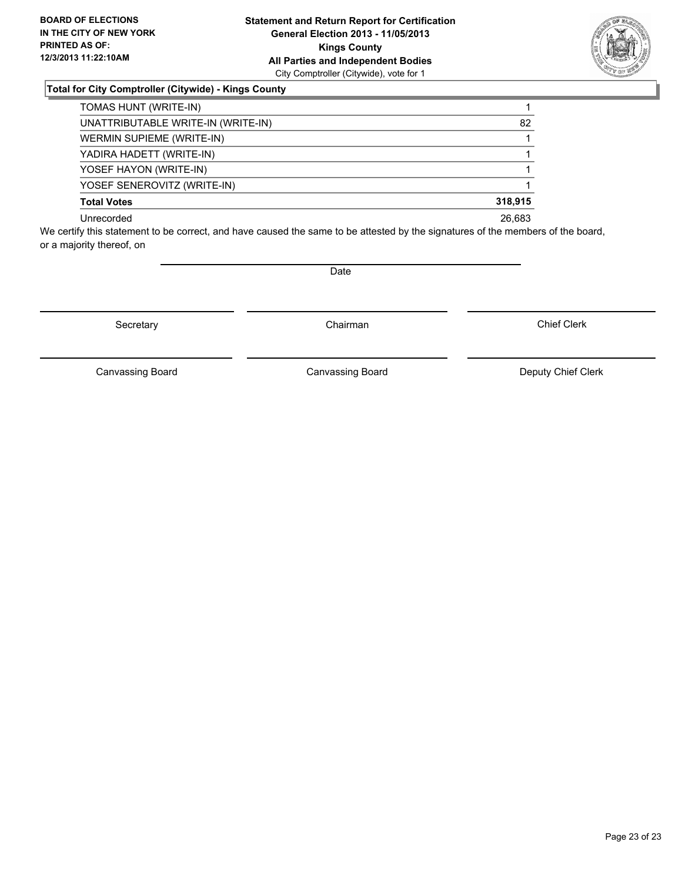**BOARD OF ELECTIONS IN THE CITY OF NEW YORK PRINTED AS OF: 12/3/2013 11:22:10AM**

**Statement and Return Report for Certification General Election 2013 - 11/05/2013 Kings County All Parties and Independent Bodies**

City Comptroller (Citywide), vote for 1

**Total for City Comptroller (Citywide) - Kings County**

| | |
|---|---|
| TOMAS HUNT (WRITE-IN) | 1 |
| UNATTRIBUTABLE WRITE-IN (WRITE-IN) | 82 |
| WERMIN SUPIEME (WRITE-IN) | 1 |
| YADIRA HADETT (WRITE-IN) | 1 |
| YOSEF HAYON (WRITE-IN) | 1 |
| YOSEF SENEROVITZ (WRITE-IN) | 1 |
| **Total Votes** | **318,915** |
| Unrecorded | 26,683 |

We certify this statement to be correct, and have caused the same to be attested by the signatures of the members of the board, or a majority thereof, on

Date

Secretary

Chairman

Chief Clerk

Canvassing Board

Canvassing Board

Deputy Chief Clerk